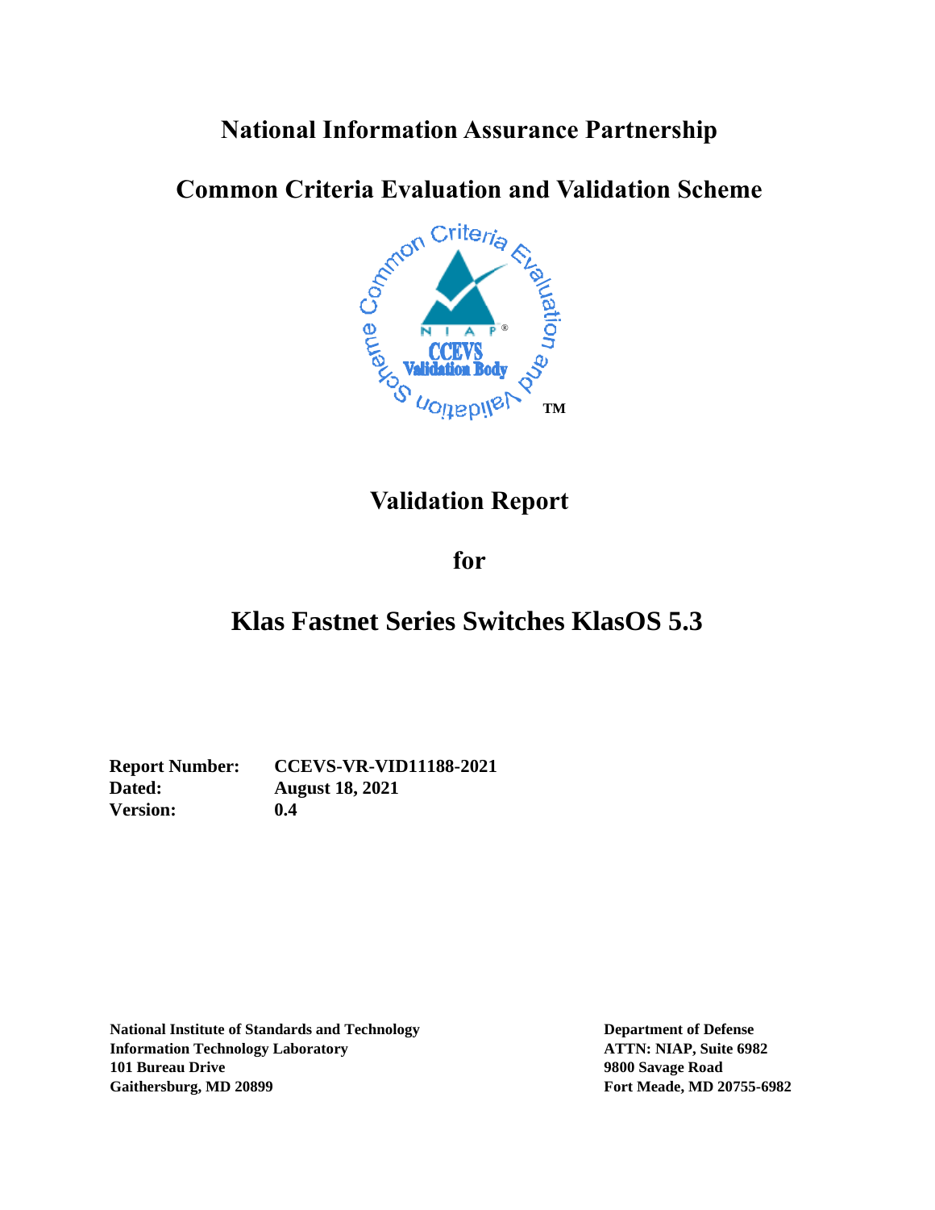# National Information Assurance Partnership

# Common Criteria Evaluation and Validation Scheme

# Validation Report

# for

# Klas Fastnet Series Switches KlasOS 5.3

**Report Number:** **CCEVS-VR-VID11188-2021**
**Dated:** **August 18, 2021**
**Version:** **0.4**

**National Institute of Standards and Technology**
**Information Technology Laboratory**
**101 Bureau Drive**
**Gaithersburg, MD 20899**

**Department of Defense**
**ATTN: NIAP, Suite 6982**
**9800 Savage Road**
**Fort Meade, MD 20755-6982**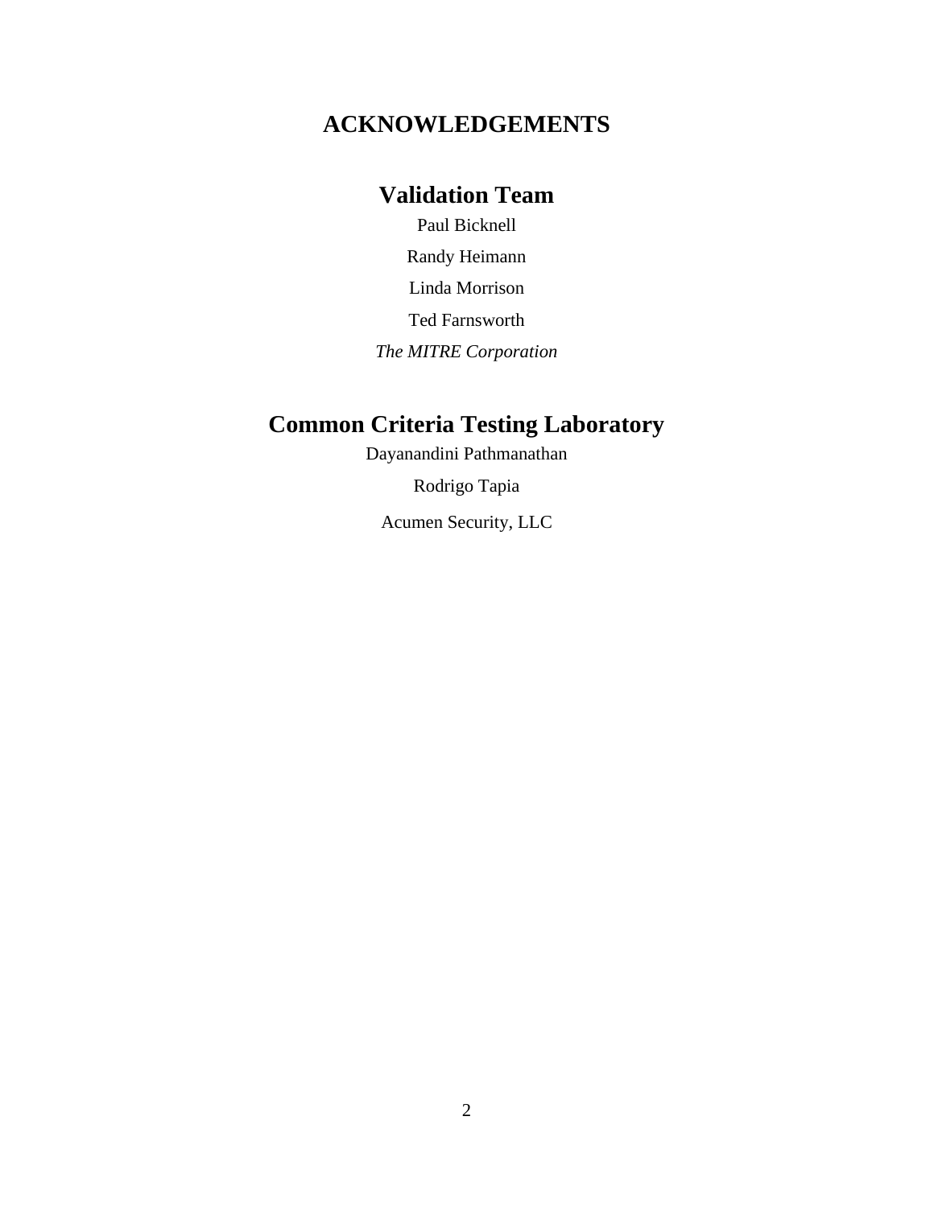# ACKNOWLEDGEMENTS

## Validation Team

Paul Bicknell

Randy Heimann

Linda Morrison

Ted Farnsworth

*The MITRE Corporation*

## Common Criteria Testing Laboratory

Dayanandini Pathmanathan

Rodrigo Tapia

Acumen Security, LLC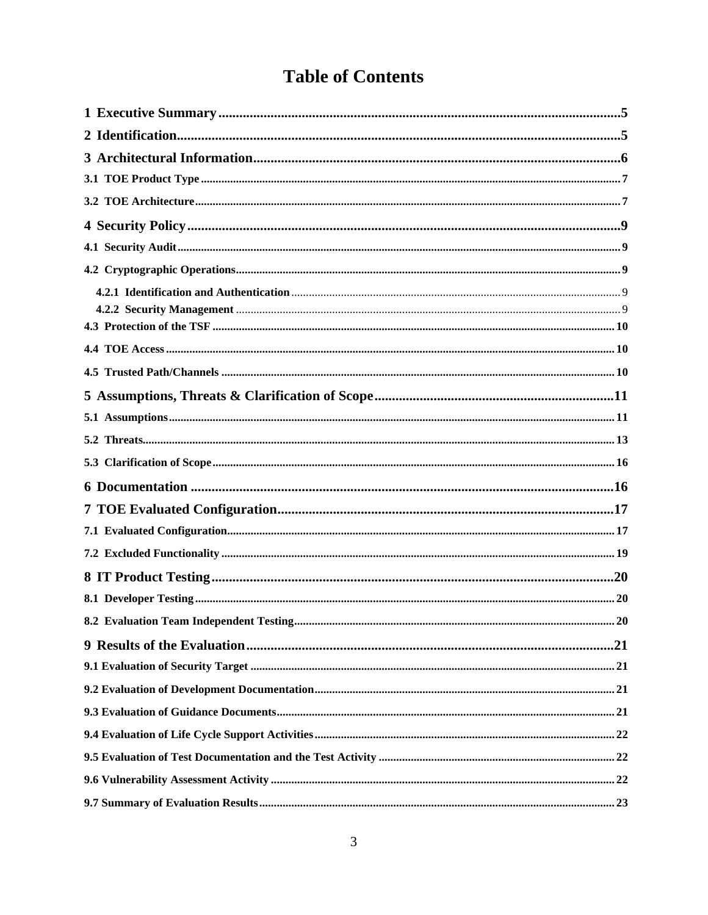# Table of Contents

1 Executive Summary ........ 5

2 Identification ........ 5

3 Architectural Information ........ 6

3.1 TOE Product Type ........ 7

3.2 TOE Architecture ........ 7

4 Security Policy ........ 9

4.1 Security Audit ........ 9

4.2 Cryptographic Operations ........ 9

4.2.1 Identification and Authentication ........ 9

4.2.2 Security Management ........ 9

4.3 Protection of the TSF ........ 10

4.4 TOE Access ........ 10

4.5 Trusted Path/Channels ........ 10

5 Assumptions, Threats & Clarification of Scope ........ 11

5.1 Assumptions ........ 11

5.2 Threats ........ 13

5.3 Clarification of Scope ........ 16

6 Documentation ........ 16

7 TOE Evaluated Configuration ........ 17

7.1 Evaluated Configuration ........ 17

7.2 Excluded Functionality ........ 19

8 IT Product Testing ........ 20

8.1 Developer Testing ........ 20

8.2 Evaluation Team Independent Testing ........ 20

9 Results of the Evaluation ........ 21

9.1 Evaluation of Security Target ........ 21

9.2 Evaluation of Development Documentation ........ 21

9.3 Evaluation of Guidance Documents ........ 21

9.4 Evaluation of Life Cycle Support Activities ........ 22

9.5 Evaluation of Test Documentation and the Test Activity ........ 22

9.6 Vulnerability Assessment Activity ........ 22

9.7 Summary of Evaluation Results ........ 23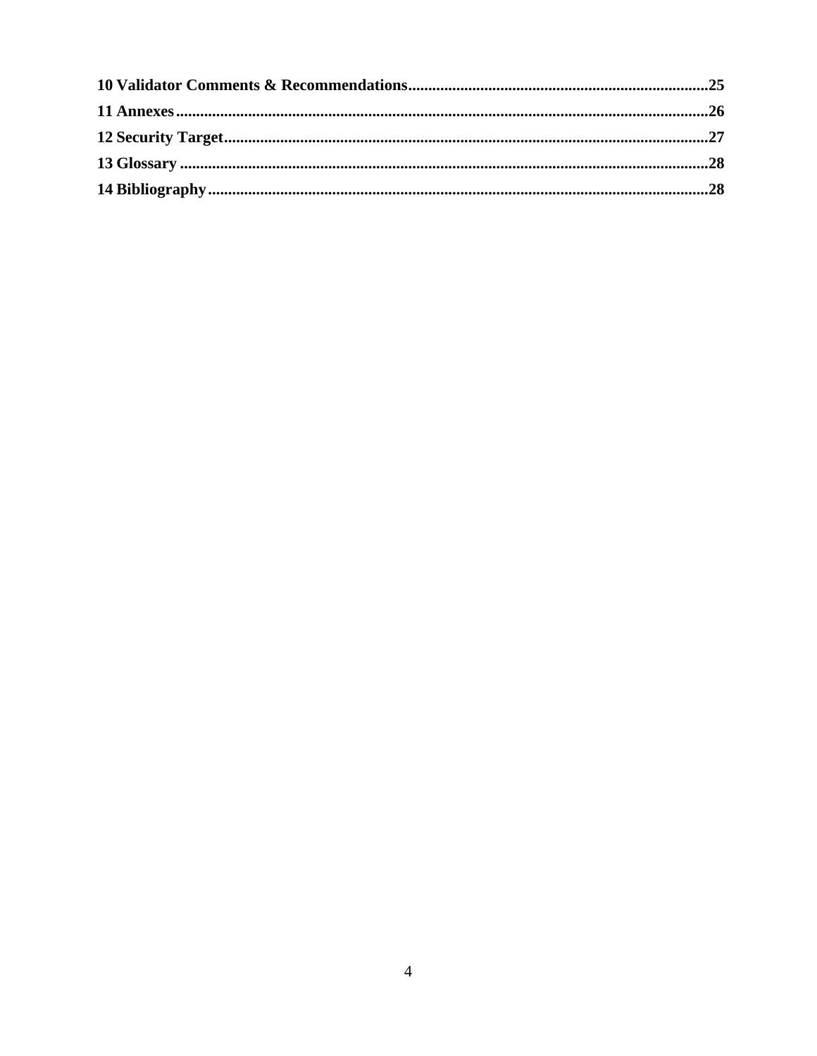**10 Validator Comments & Recommendations** .......... **25**
**11 Annexes** .......... **26**
**12 Security Target** .......... **27**
**13 Glossary** .......... **28**
**14 Bibliography** .......... **28**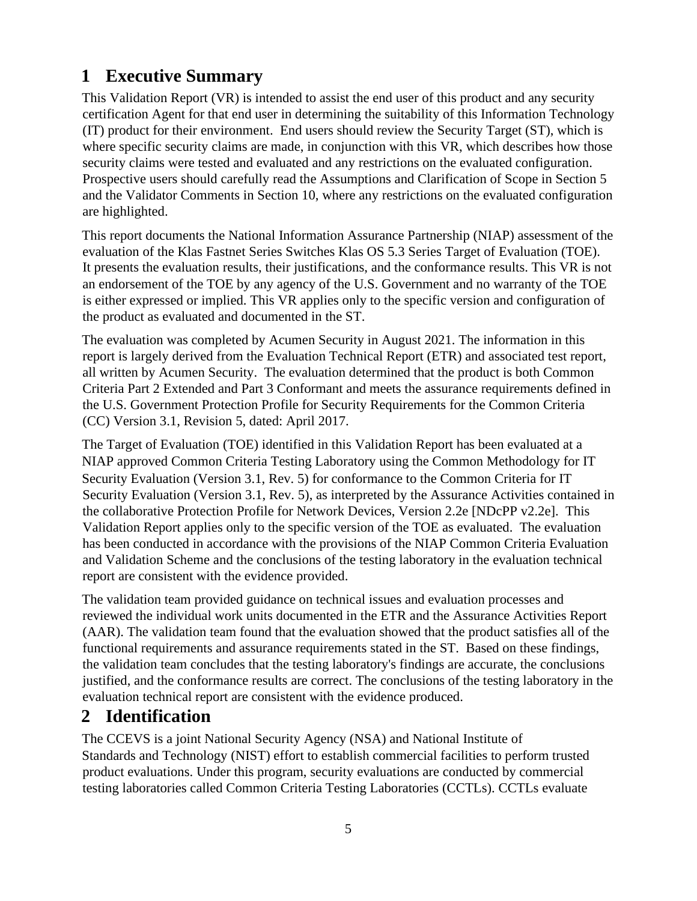# 1 Executive Summary

This Validation Report (VR) is intended to assist the end user of this product and any security certification Agent for that end user in determining the suitability of this Information Technology (IT) product for their environment. End users should review the Security Target (ST), which is where specific security claims are made, in conjunction with this VR, which describes how those security claims were tested and evaluated and any restrictions on the evaluated configuration. Prospective users should carefully read the Assumptions and Clarification of Scope in Section 5 and the Validator Comments in Section 10, where any restrictions on the evaluated configuration are highlighted.

This report documents the National Information Assurance Partnership (NIAP) assessment of the evaluation of the Klas Fastnet Series Switches Klas OS 5.3 Series Target of Evaluation (TOE). It presents the evaluation results, their justifications, and the conformance results. This VR is not an endorsement of the TOE by any agency of the U.S. Government and no warranty of the TOE is either expressed or implied. This VR applies only to the specific version and configuration of the product as evaluated and documented in the ST.

The evaluation was completed by Acumen Security in August 2021. The information in this report is largely derived from the Evaluation Technical Report (ETR) and associated test report, all written by Acumen Security. The evaluation determined that the product is both Common Criteria Part 2 Extended and Part 3 Conformant and meets the assurance requirements defined in the U.S. Government Protection Profile for Security Requirements for the Common Criteria (CC) Version 3.1, Revision 5, dated: April 2017.

The Target of Evaluation (TOE) identified in this Validation Report has been evaluated at a NIAP approved Common Criteria Testing Laboratory using the Common Methodology for IT Security Evaluation (Version 3.1, Rev. 5) for conformance to the Common Criteria for IT Security Evaluation (Version 3.1, Rev. 5), as interpreted by the Assurance Activities contained in the collaborative Protection Profile for Network Devices, Version 2.2e [NDcPP v2.2e]. This Validation Report applies only to the specific version of the TOE as evaluated. The evaluation has been conducted in accordance with the provisions of the NIAP Common Criteria Evaluation and Validation Scheme and the conclusions of the testing laboratory in the evaluation technical report are consistent with the evidence provided.

The validation team provided guidance on technical issues and evaluation processes and reviewed the individual work units documented in the ETR and the Assurance Activities Report (AAR). The validation team found that the evaluation showed that the product satisfies all of the functional requirements and assurance requirements stated in the ST. Based on these findings, the validation team concludes that the testing laboratory's findings are accurate, the conclusions justified, and the conformance results are correct. The conclusions of the testing laboratory in the evaluation technical report are consistent with the evidence produced.

# 2 Identification

The CCEVS is a joint National Security Agency (NSA) and National Institute of Standards and Technology (NIST) effort to establish commercial facilities to perform trusted product evaluations. Under this program, security evaluations are conducted by commercial testing laboratories called Common Criteria Testing Laboratories (CCTLs). CCTLs evaluate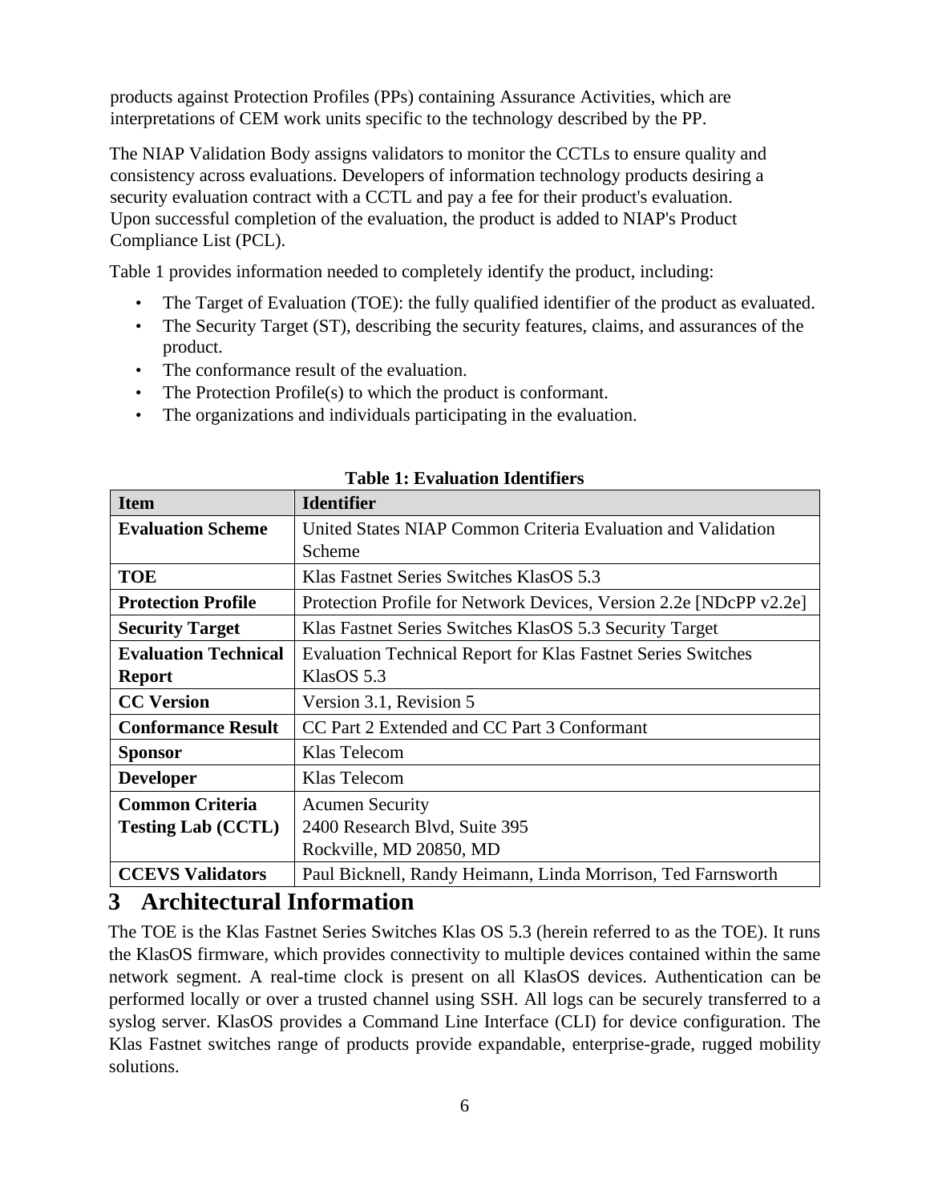products against Protection Profiles (PPs) containing Assurance Activities, which are interpretations of CEM work units specific to the technology described by the PP.

The NIAP Validation Body assigns validators to monitor the CCTLs to ensure quality and consistency across evaluations. Developers of information technology products desiring a security evaluation contract with a CCTL and pay a fee for their product's evaluation. Upon successful completion of the evaluation, the product is added to NIAP's Product Compliance List (PCL).

Table 1 provides information needed to completely identify the product, including:

- The Target of Evaluation (TOE): the fully qualified identifier of the product as evaluated.
- The Security Target (ST), describing the security features, claims, and assurances of the product.
- The conformance result of the evaluation.
- The Protection Profile(s) to which the product is conformant.
- The organizations and individuals participating in the evaluation.

**Table 1: Evaluation Identifiers**

| Item | Identifier |
|---|---|
| **Evaluation Scheme** | United States NIAP Common Criteria Evaluation and Validation Scheme |
| **TOE** | Klas Fastnet Series Switches KlasOS 5.3 |
| **Protection Profile** | Protection Profile for Network Devices, Version 2.2e [NDcPP v2.2e] |
| **Security Target** | Klas Fastnet Series Switches KlasOS 5.3 Security Target |
| **Evaluation Technical Report** | Evaluation Technical Report for Klas Fastnet Series Switches KlasOS 5.3 |
| **CC Version** | Version 3.1, Revision 5 |
| **Conformance Result** | CC Part 2 Extended and CC Part 3 Conformant |
| **Sponsor** | Klas Telecom |
| **Developer** | Klas Telecom |
| **Common Criteria Testing Lab (CCTL)** | Acumen Security<br>2400 Research Blvd, Suite 395<br>Rockville, MD 20850, MD |
| **CCEVS Validators** | Paul Bicknell, Randy Heimann, Linda Morrison, Ted Farnsworth |

# 3 Architectural Information

The TOE is the Klas Fastnet Series Switches Klas OS 5.3 (herein referred to as the TOE). It runs the KlasOS firmware, which provides connectivity to multiple devices contained within the same network segment. A real-time clock is present on all KlasOS devices. Authentication can be performed locally or over a trusted channel using SSH. All logs can be securely transferred to a syslog server. KlasOS provides a Command Line Interface (CLI) for device configuration. The Klas Fastnet switches range of products provide expandable, enterprise-grade, rugged mobility solutions.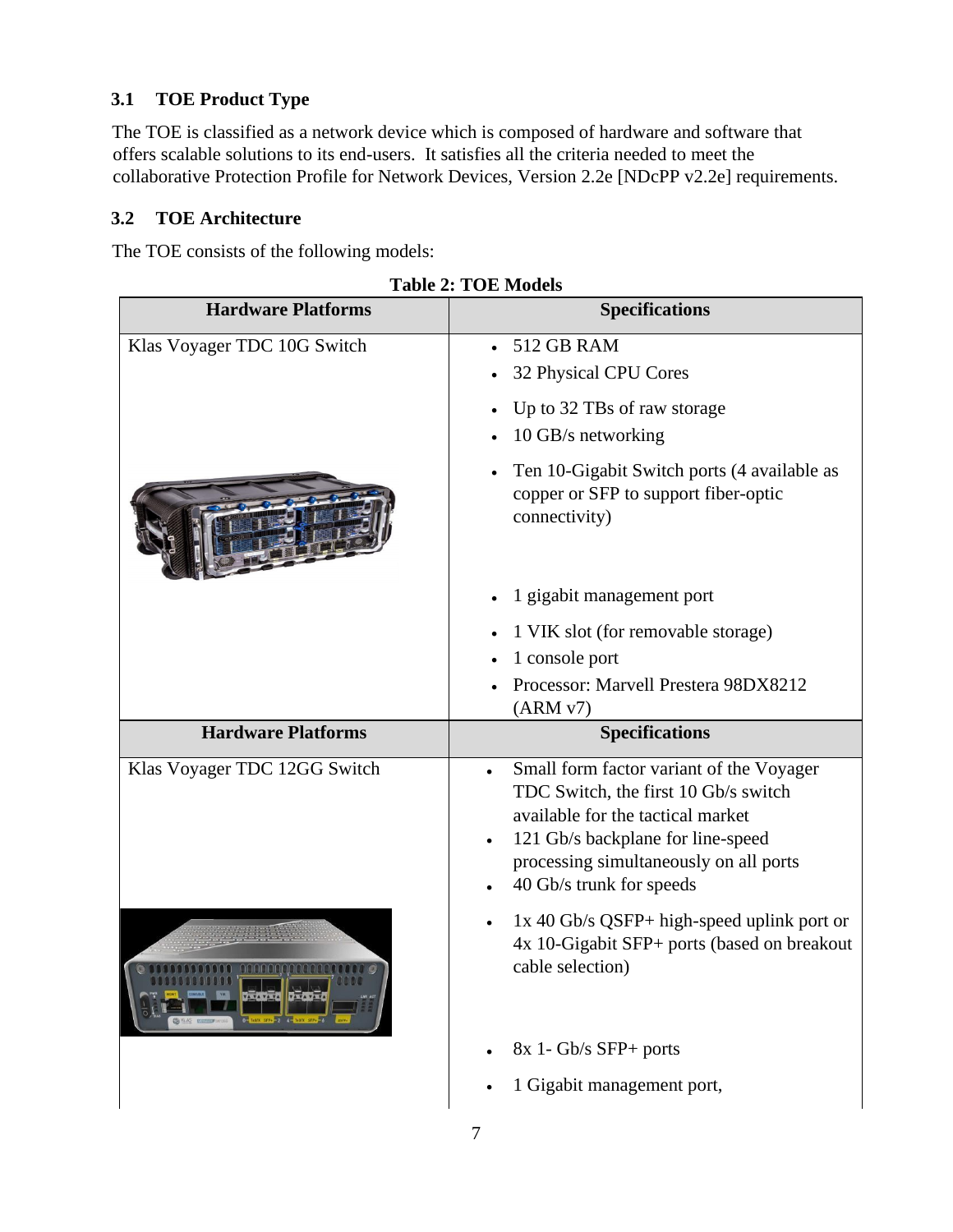## 3.1 TOE Product Type

The TOE is classified as a network device which is composed of hardware and software that offers scalable solutions to its end-users. It satisfies all the criteria needed to meet the collaborative Protection Profile for Network Devices, Version 2.2e [NDcPP v2.2e] requirements.

## 3.2 TOE Architecture

The TOE consists of the following models:

**Table 2: TOE Models**

| Hardware Platforms | Specifications |
|---|---|
| Klas Voyager TDC 10G Switch | • 512 GB RAM<br>• 32 Physical CPU Cores<br>• Up to 32 TBs of raw storage<br>• 10 GB/s networking<br>• Ten 10-Gigabit Switch ports (4 available as copper or SFP to support fiber-optic connectivity)<br>• 1 gigabit management port<br>• 1 VIK slot (for removable storage)<br>• 1 console port<br>• Processor: Marvell Prestera 98DX8212 (ARM v7) |
| **Hardware Platforms** | **Specifications** |
| Klas Voyager TDC 12GG Switch | • Small form factor variant of the Voyager TDC Switch, the first 10 Gb/s switch available for the tactical market<br>• 121 Gb/s backplane for line-speed processing simultaneously on all ports<br>• 40 Gb/s trunk for speeds<br>• 1x 40 Gb/s QSFP+ high-speed uplink port or 4x 10-Gigabit SFP+ ports (based on breakout cable selection)<br>• 8x 1- Gb/s SFP+ ports<br>• 1 Gigabit management port, |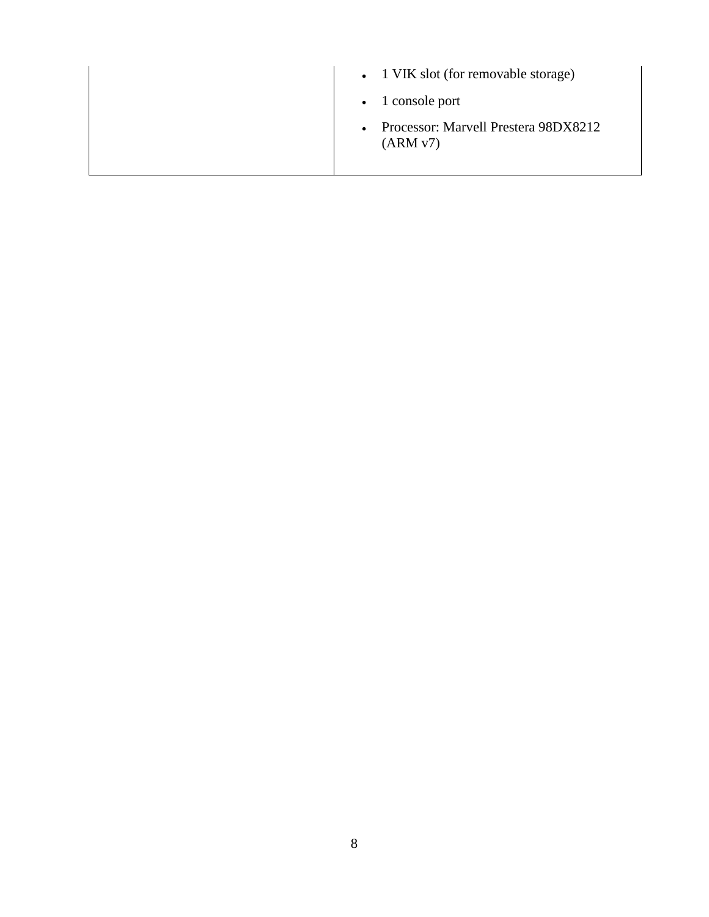| | |
|---|---|
| | • 1 VIK slot (for removable storage)<br>• 1 console port<br>• Processor: Marvell Prestera 98DX8212 (ARM v7) |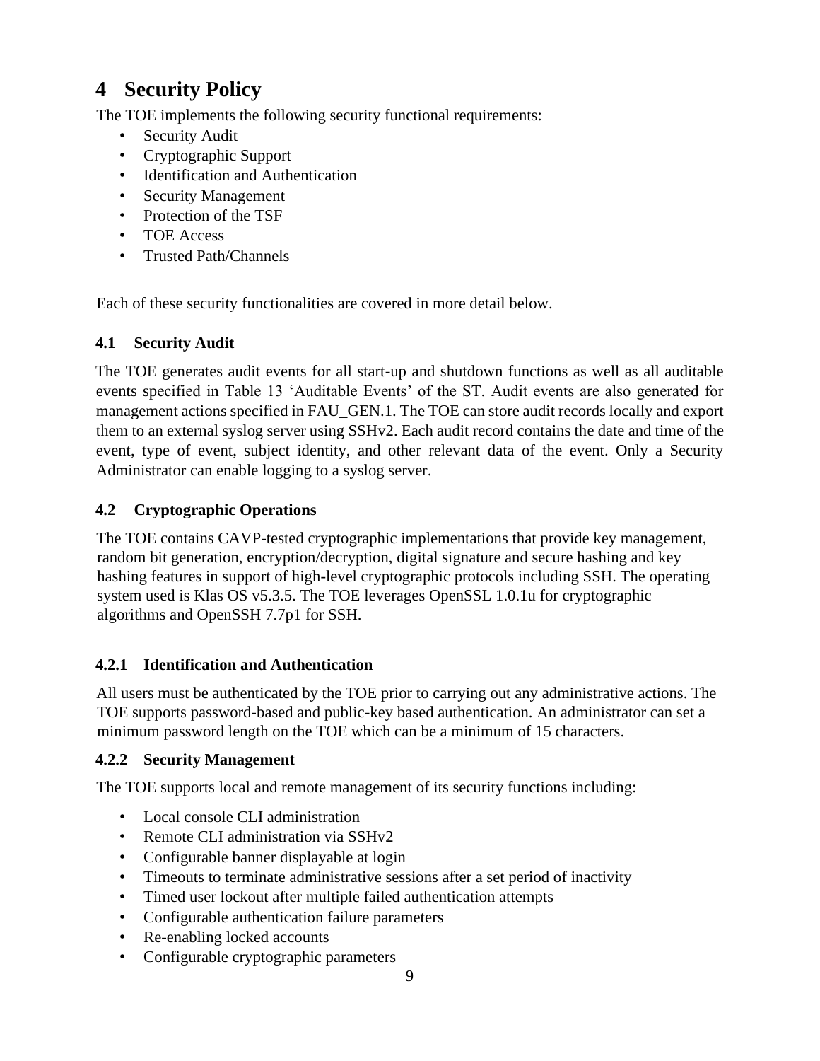# 4 Security Policy

The TOE implements the following security functional requirements:

- Security Audit
- Cryptographic Support
- Identification and Authentication
- Security Management
- Protection of the TSF
- TOE Access
- Trusted Path/Channels

Each of these security functionalities are covered in more detail below.

## 4.1 Security Audit

The TOE generates audit events for all start-up and shutdown functions as well as all auditable events specified in Table 13 'Auditable Events' of the ST. Audit events are also generated for management actions specified in FAU_GEN.1. The TOE can store audit records locally and export them to an external syslog server using SSHv2. Each audit record contains the date and time of the event, type of event, subject identity, and other relevant data of the event. Only a Security Administrator can enable logging to a syslog server.

## 4.2 Cryptographic Operations

The TOE contains CAVP-tested cryptographic implementations that provide key management, random bit generation, encryption/decryption, digital signature and secure hashing and key hashing features in support of high-level cryptographic protocols including SSH. The operating system used is Klas OS v5.3.5. The TOE leverages OpenSSL 1.0.1u for cryptographic algorithms and OpenSSH 7.7p1 for SSH.

### 4.2.1 Identification and Authentication

All users must be authenticated by the TOE prior to carrying out any administrative actions. The TOE supports password-based and public-key based authentication. An administrator can set a minimum password length on the TOE which can be a minimum of 15 characters.

### 4.2.2 Security Management

The TOE supports local and remote management of its security functions including:

- Local console CLI administration
- Remote CLI administration via SSHv2
- Configurable banner displayable at login
- Timeouts to terminate administrative sessions after a set period of inactivity
- Timed user lockout after multiple failed authentication attempts
- Configurable authentication failure parameters
- Re-enabling locked accounts
- Configurable cryptographic parameters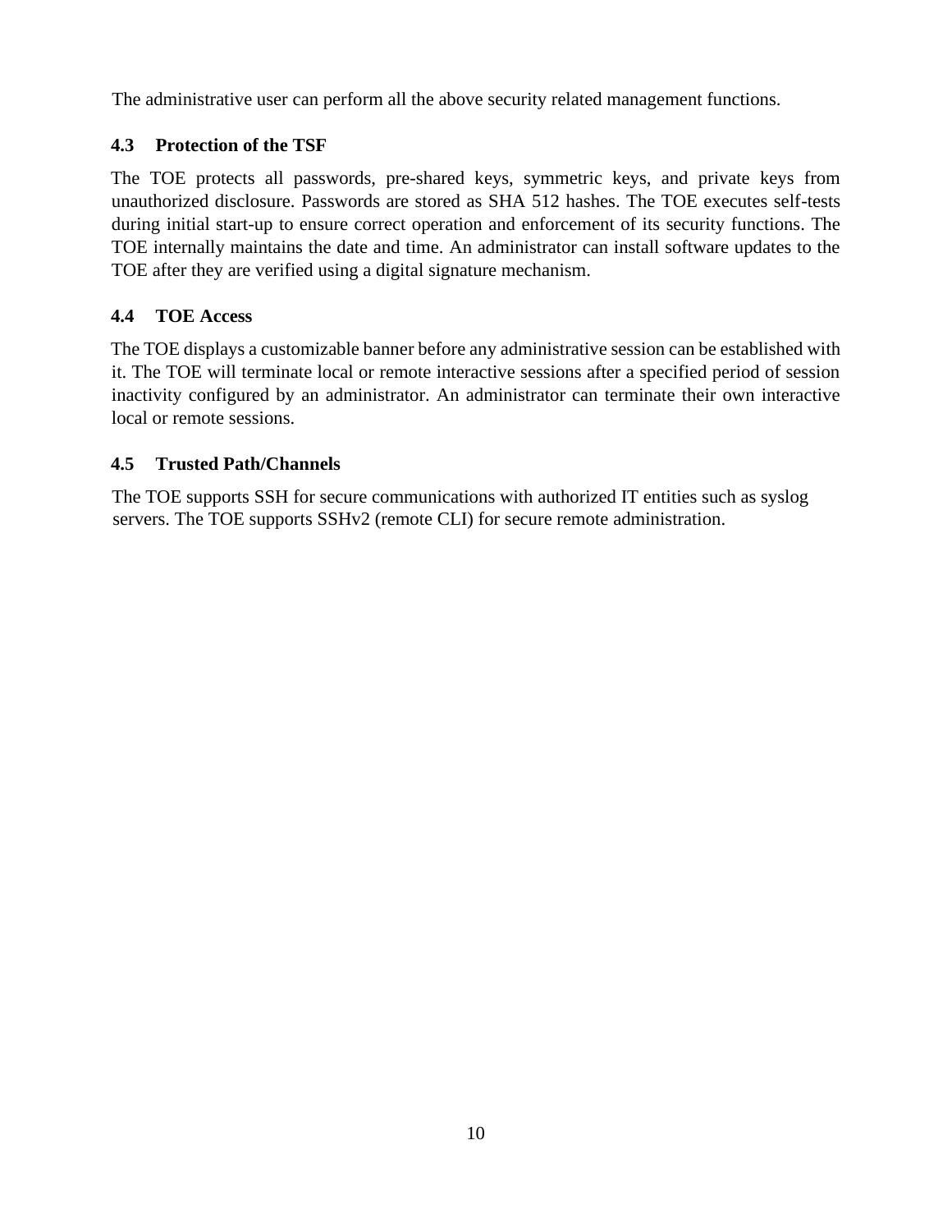The administrative user can perform all the above security related management functions.

### 4.3 Protection of the TSF

The TOE protects all passwords, pre-shared keys, symmetric keys, and private keys from unauthorized disclosure. Passwords are stored as SHA 512 hashes. The TOE executes self-tests during initial start-up to ensure correct operation and enforcement of its security functions. The TOE internally maintains the date and time. An administrator can install software updates to the TOE after they are verified using a digital signature mechanism.

### 4.4 TOE Access

The TOE displays a customizable banner before any administrative session can be established with it. The TOE will terminate local or remote interactive sessions after a specified period of session inactivity configured by an administrator. An administrator can terminate their own interactive local or remote sessions.

### 4.5 Trusted Path/Channels

The TOE supports SSH for secure communications with authorized IT entities such as syslog servers. The TOE supports SSHv2 (remote CLI) for secure remote administration.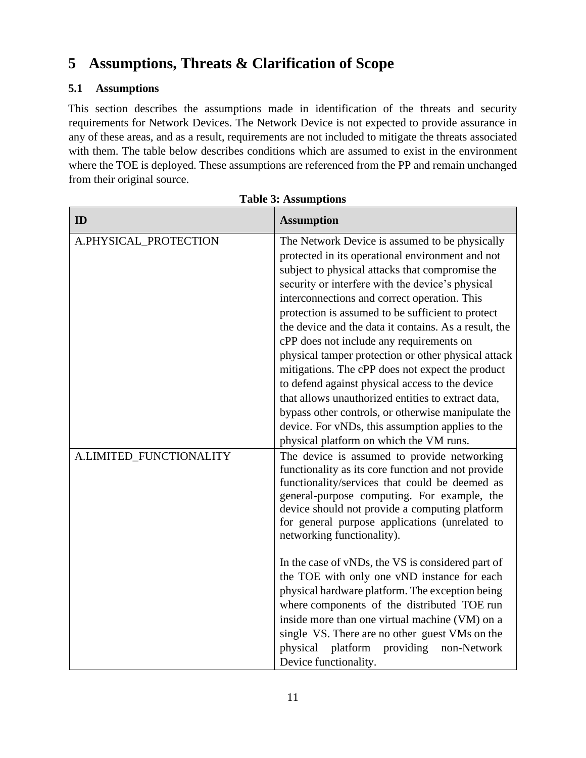# 5 Assumptions, Threats & Clarification of Scope

## 5.1 Assumptions

This section describes the assumptions made in identification of the threats and security requirements for Network Devices. The Network Device is not expected to provide assurance in any of these areas, and as a result, requirements are not included to mitigate the threats associated with them. The table below describes conditions which are assumed to exist in the environment where the TOE is deployed. These assumptions are referenced from the PP and remain unchanged from their original source.

**Table 3: Assumptions**

| ID | Assumption |
|---|---|
| A.PHYSICAL_PROTECTION | The Network Device is assumed to be physically protected in its operational environment and not subject to physical attacks that compromise the security or interfere with the device's physical interconnections and correct operation. This protection is assumed to be sufficient to protect the device and the data it contains. As a result, the cPP does not include any requirements on physical tamper protection or other physical attack mitigations. The cPP does not expect the product to defend against physical access to the device that allows unauthorized entities to extract data, bypass other controls, or otherwise manipulate the device. For vNDs, this assumption applies to the physical platform on which the VM runs. |
| A.LIMITED_FUNCTIONALITY | The device is assumed to provide networking functionality as its core function and not provide functionality/services that could be deemed as general-purpose computing. For example, the device should not provide a computing platform for general purpose applications (unrelated to networking functionality).<br><br>In the case of vNDs, the VS is considered part of the TOE with only one vND instance for each physical hardware platform. The exception being where components of the distributed TOE run inside more than one virtual machine (VM) on a single VS. There are no other guest VMs on the physical platform providing non-Network Device functionality. |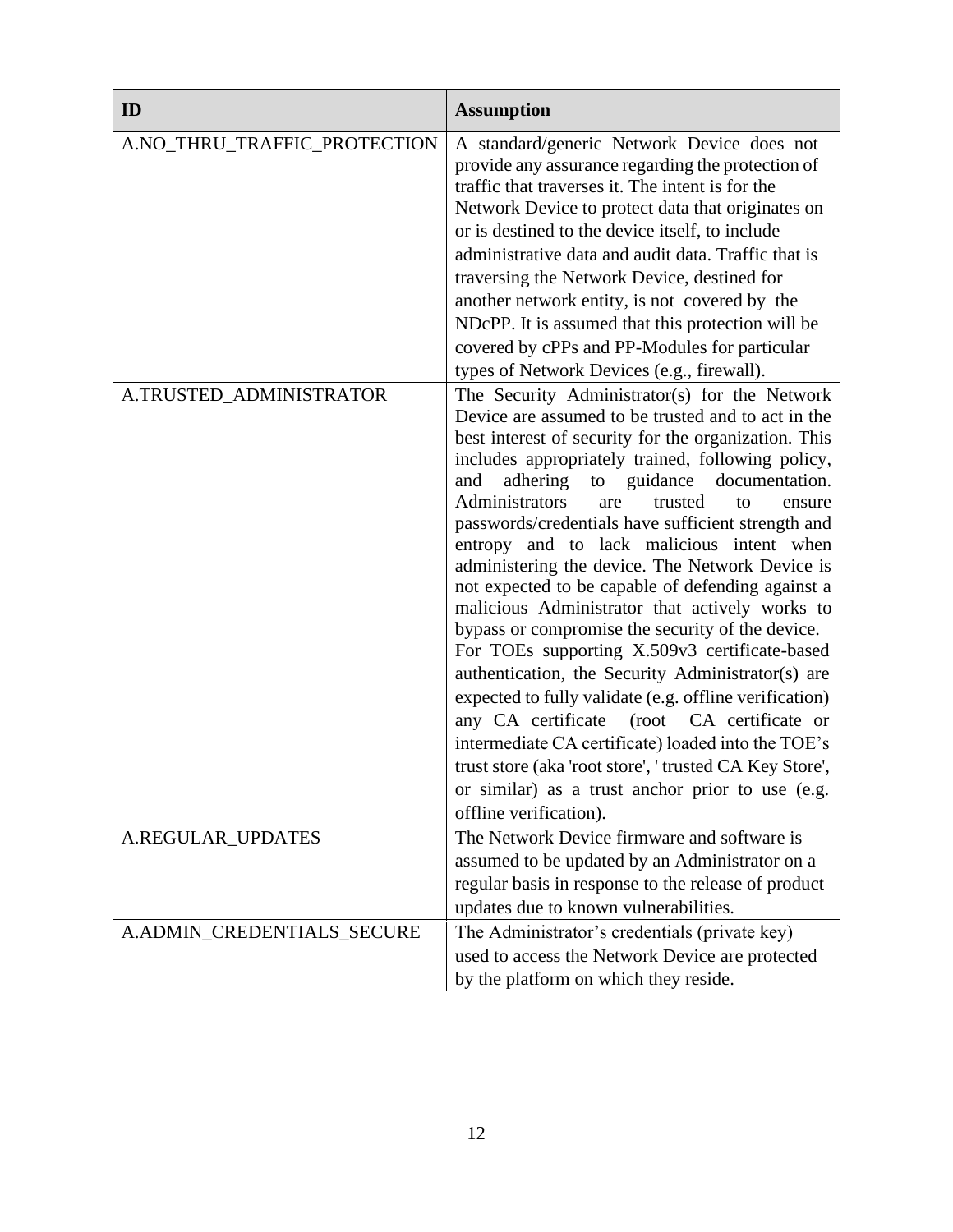| ID | Assumption |
| --- | --- |
| A.NO_THRU_TRAFFIC_PROTECTION | A standard/generic Network Device does not provide any assurance regarding the protection of traffic that traverses it. The intent is for the Network Device to protect data that originates on or is destined to the device itself, to include administrative data and audit data. Traffic that is traversing the Network Device, destined for another network entity, is not covered by the NDcPP. It is assumed that this protection will be covered by cPPs and PP-Modules for particular types of Network Devices (e.g., firewall). |
| A.TRUSTED_ADMINISTRATOR | The Security Administrator(s) for the Network Device are assumed to be trusted and to act in the best interest of security for the organization. This includes appropriately trained, following policy, and adhering to guidance documentation. Administrators are trusted to ensure passwords/credentials have sufficient strength and entropy and to lack malicious intent when administering the device. The Network Device is not expected to be capable of defending against a malicious Administrator that actively works to bypass or compromise the security of the device. For TOEs supporting X.509v3 certificate-based authentication, the Security Administrator(s) are expected to fully validate (e.g. offline verification) any CA certificate (root CA certificate or intermediate CA certificate) loaded into the TOE's trust store (aka 'root store', ' trusted CA Key Store', or similar) as a trust anchor prior to use (e.g. offline verification). |
| A.REGULAR_UPDATES | The Network Device firmware and software is assumed to be updated by an Administrator on a regular basis in response to the release of product updates due to known vulnerabilities. |
| A.ADMIN_CREDENTIALS_SECURE | The Administrator's credentials (private key) used to access the Network Device are protected by the platform on which they reside. |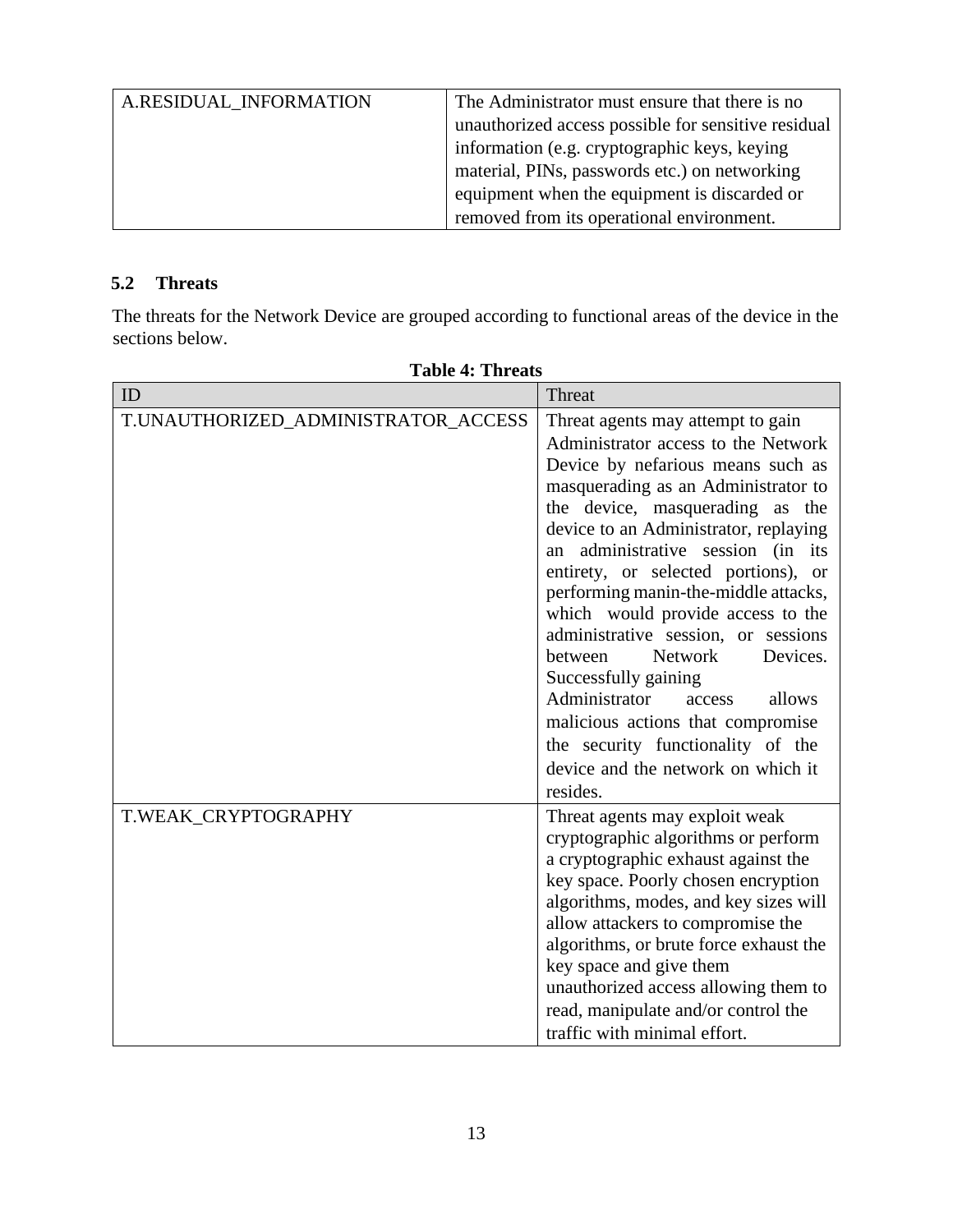| A.RESIDUAL_INFORMATION | The Administrator must ensure that there is no unauthorized access possible for sensitive residual information (e.g. cryptographic keys, keying material, PINs, passwords etc.) on networking equipment when the equipment is discarded or removed from its operational environment. |
|---|---|

## 5.2 Threats

The threats for the Network Device are grouped according to functional areas of the device in the sections below.

**Table 4: Threats**

| ID | Threat |
|---|---|
| T.UNAUTHORIZED_ADMINISTRATOR_ACCESS | Threat agents may attempt to gain Administrator access to the Network Device by nefarious means such as masquerading as an Administrator to the device, masquerading as the device to an Administrator, replaying an administrative session (in its entirety, or selected portions), or performing manin-the-middle attacks, which would provide access to the administrative session, or sessions between Network Devices. Successfully gaining Administrator access allows malicious actions that compromise the security functionality of the device and the network on which it resides. |
| T.WEAK_CRYPTOGRAPHY | Threat agents may exploit weak cryptographic algorithms or perform a cryptographic exhaust against the key space. Poorly chosen encryption algorithms, modes, and key sizes will allow attackers to compromise the algorithms, or brute force exhaust the key space and give them unauthorized access allowing them to read, manipulate and/or control the traffic with minimal effort. |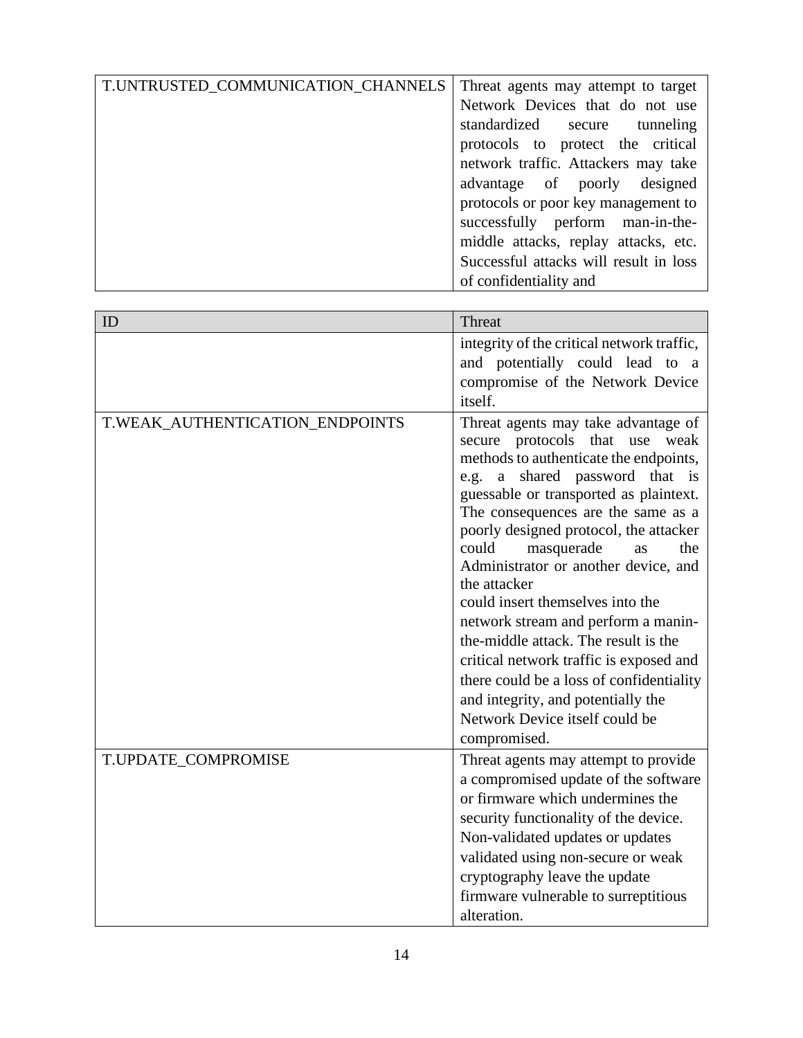| ID | Threat |
| --- | --- |
| T.UNTRUSTED_COMMUNICATION_CHANNELS | Threat agents may attempt to target Network Devices that do not use standardized secure tunneling protocols to protect the critical network traffic. Attackers may take advantage of poorly designed protocols or poor key management to successfully perform man-in-the-middle attacks, replay attacks, etc. Successful attacks will result in loss of confidentiality and integrity of the critical network traffic, and potentially could lead to a compromise of the Network Device itself. |
| T.WEAK_AUTHENTICATION_ENDPOINTS | Threat agents may take advantage of secure protocols that use weak methods to authenticate the endpoints, e.g. a shared password that is guessable or transported as plaintext. The consequences are the same as a poorly designed protocol, the attacker could masquerade as the Administrator or another device, and the attacker could insert themselves into the network stream and perform a manin-the-middle attack. The result is the critical network traffic is exposed and there could be a loss of confidentiality and integrity, and potentially the Network Device itself could be compromised. |
| T.UPDATE_COMPROMISE | Threat agents may attempt to provide a compromised update of the software or firmware which undermines the security functionality of the device. Non-validated updates or updates validated using non-secure or weak cryptography leave the update firmware vulnerable to surreptitious alteration. |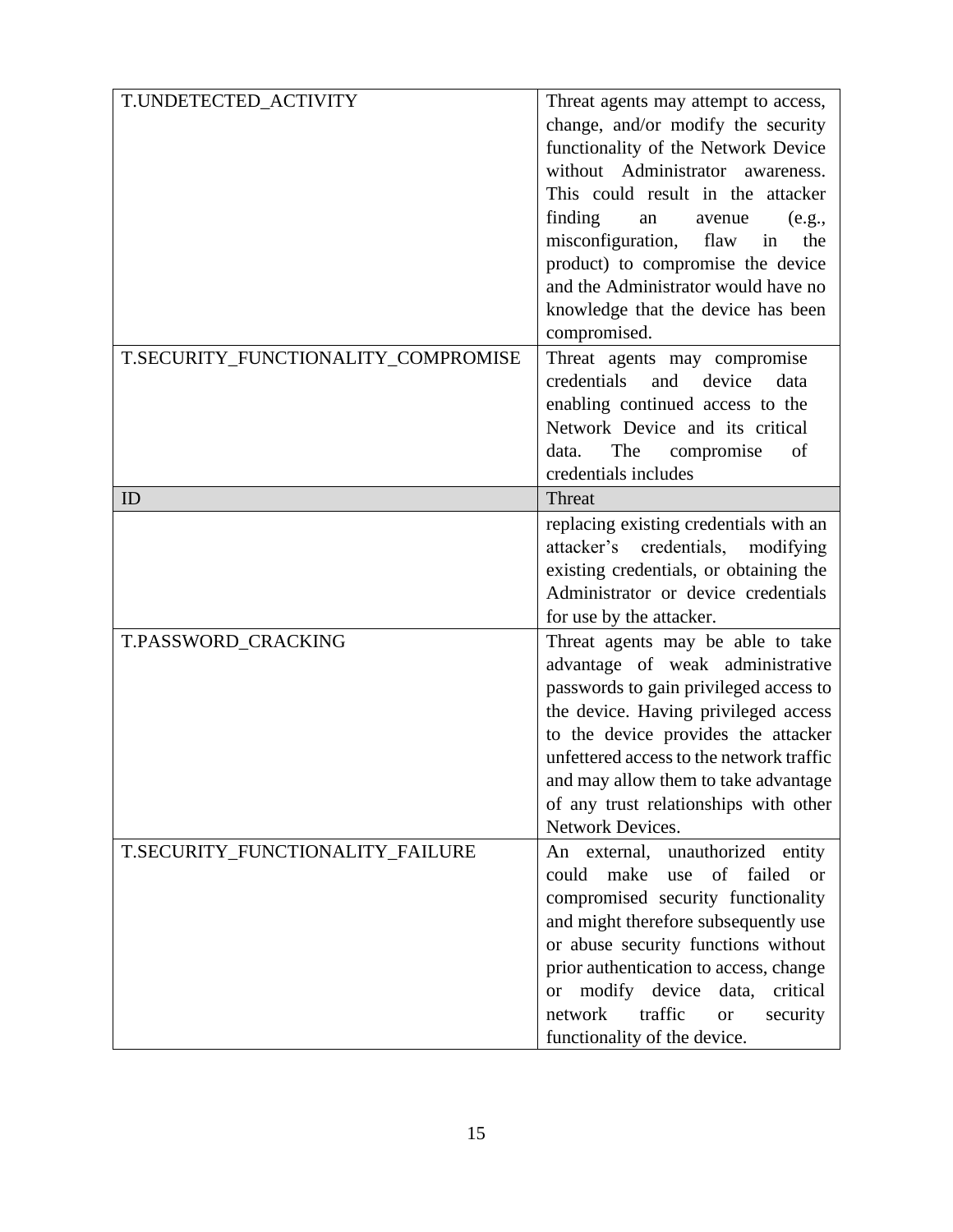| ID | Threat |
| --- | --- |
| T.UNDETECTED_ACTIVITY | Threat agents may attempt to access, change, and/or modify the security functionality of the Network Device without Administrator awareness. This could result in the attacker finding an avenue (e.g., misconfiguration, flaw in the product) to compromise the device and the Administrator would have no knowledge that the device has been compromised. |
| T.SECURITY_FUNCTIONALITY_COMPROMISE | Threat agents may compromise credentials and device data enabling continued access to the Network Device and its critical data. The compromise of credentials includes replacing existing credentials with an attacker's credentials, modifying existing credentials, or obtaining the Administrator or device credentials for use by the attacker. |
| T.PASSWORD_CRACKING | Threat agents may be able to take advantage of weak administrative passwords to gain privileged access to the device. Having privileged access to the device provides the attacker unfettered access to the network traffic and may allow them to take advantage of any trust relationships with other Network Devices. |
| T.SECURITY_FUNCTIONALITY_FAILURE | An external, unauthorized entity could make use of failed or compromised security functionality and might therefore subsequently use or abuse security functions without prior authentication to access, change or modify device data, critical network traffic or security functionality of the device. |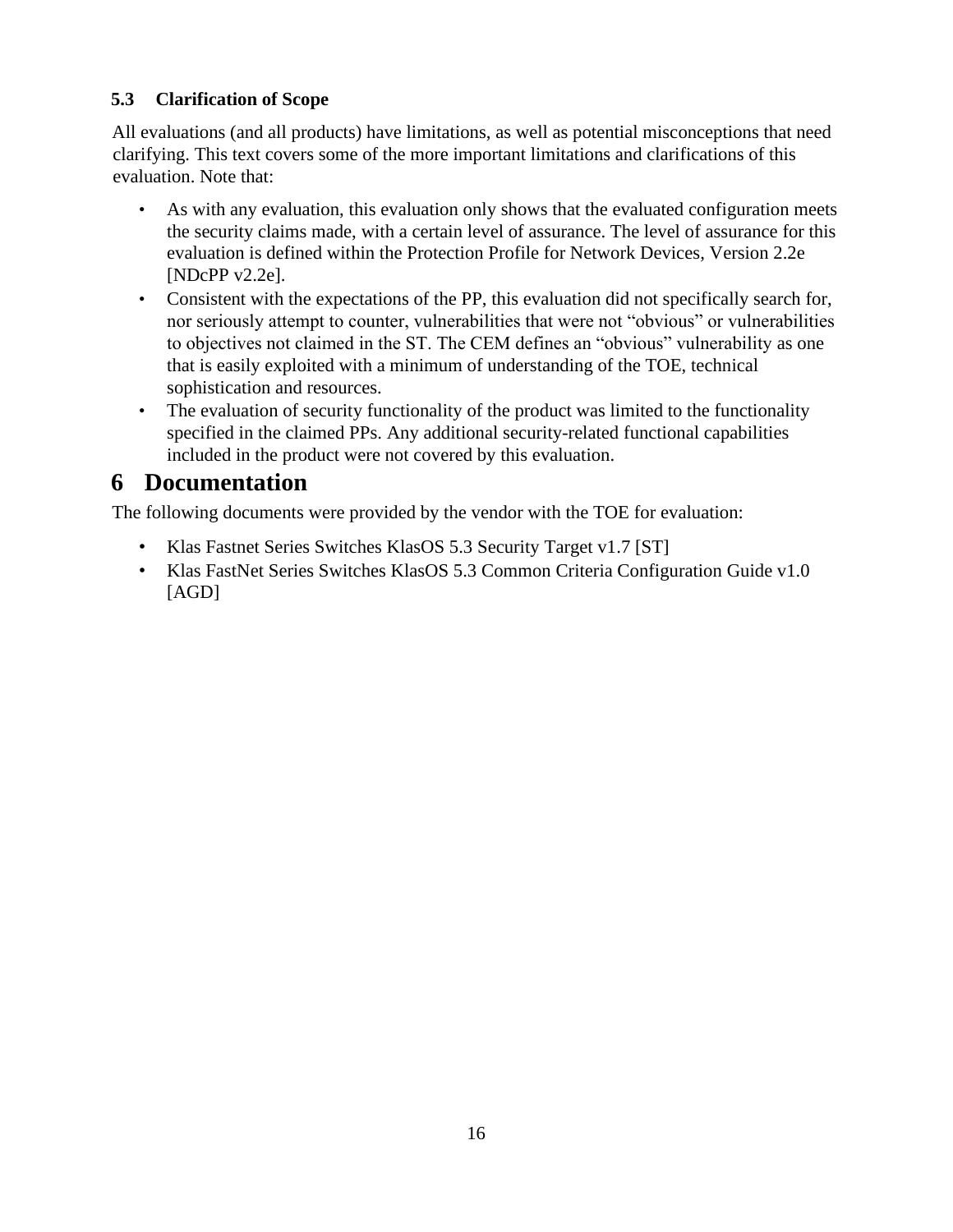### 5.3 Clarification of Scope

All evaluations (and all products) have limitations, as well as potential misconceptions that need clarifying. This text covers some of the more important limitations and clarifications of this evaluation. Note that:

- As with any evaluation, this evaluation only shows that the evaluated configuration meets the security claims made, with a certain level of assurance. The level of assurance for this evaluation is defined within the Protection Profile for Network Devices, Version 2.2e [NDcPP v2.2e].
- Consistent with the expectations of the PP, this evaluation did not specifically search for, nor seriously attempt to counter, vulnerabilities that were not "obvious" or vulnerabilities to objectives not claimed in the ST. The CEM defines an "obvious" vulnerability as one that is easily exploited with a minimum of understanding of the TOE, technical sophistication and resources.
- The evaluation of security functionality of the product was limited to the functionality specified in the claimed PPs. Any additional security-related functional capabilities included in the product were not covered by this evaluation.

# 6 Documentation

The following documents were provided by the vendor with the TOE for evaluation:

- Klas Fastnet Series Switches KlasOS 5.3 Security Target v1.7 [ST]
- Klas FastNet Series Switches KlasOS 5.3 Common Criteria Configuration Guide v1.0 [AGD]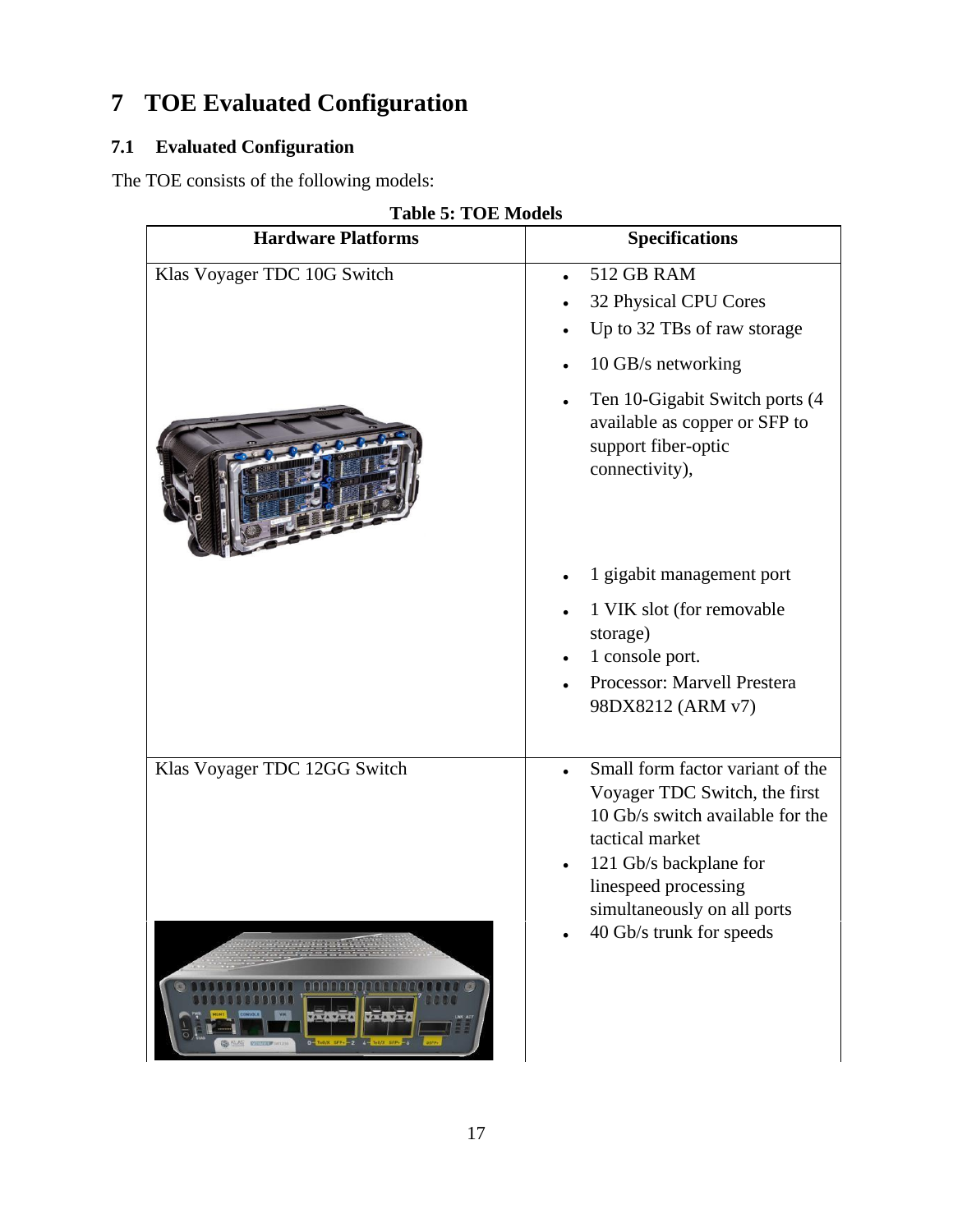# 7 TOE Evaluated Configuration

## 7.1 Evaluated Configuration

The TOE consists of the following models:

**Table 5: TOE Models**

| Hardware Platforms | Specifications |
|---|---|
| Klas Voyager TDC 10G Switch | • 512 GB RAM<br>• 32 Physical CPU Cores<br>• Up to 32 TBs of raw storage<br>• 10 GB/s networking<br>• Ten 10-Gigabit Switch ports (4 available as copper or SFP to support fiber-optic connectivity),<br>• 1 gigabit management port<br>• 1 VIK slot (for removable storage)<br>• 1 console port.<br>• Processor: Marvell Prestera 98DX8212 (ARM v7) |
| Klas Voyager TDC 12GG Switch | • Small form factor variant of the Voyager TDC Switch, the first 10 Gb/s switch available for the tactical market<br>• 121 Gb/s backplane for linespeed processing simultaneously on all ports<br>• 40 Gb/s trunk for speeds |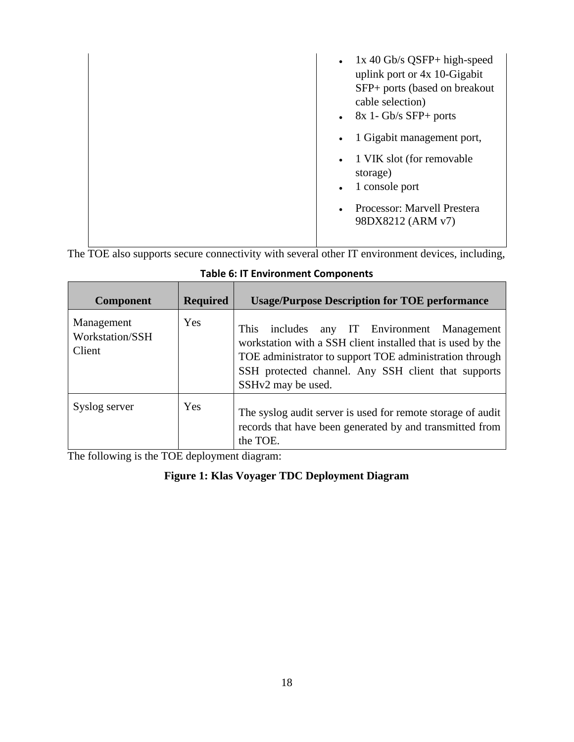| | |
|---|---|
| | • 1x 40 Gb/s QSFP+ high-speed uplink port or 4x 10-Gigabit SFP+ ports (based on breakout cable selection)<br>• 8x 1- Gb/s SFP+ ports<br>• 1 Gigabit management port,<br>• 1 VIK slot (for removable storage)<br>• 1 console port<br>• Processor: Marvell Prestera 98DX8212 (ARM v7) |

The TOE also supports secure connectivity with several other IT environment devices, including,

**Table 6: IT Environment Components**

| Component | Required | Usage/Purpose Description for TOE performance |
|---|---|---|
| Management Workstation/SSH Client | Yes | This includes any IT Environment Management workstation with a SSH client installed that is used by the TOE administrator to support TOE administration through SSH protected channel. Any SSH client that supports SSHv2 may be used. |
| Syslog server | Yes | The syslog audit server is used for remote storage of audit records that have been generated by and transmitted from the TOE. |

The following is the TOE deployment diagram:

**Figure 1: Klas Voyager TDC Deployment Diagram**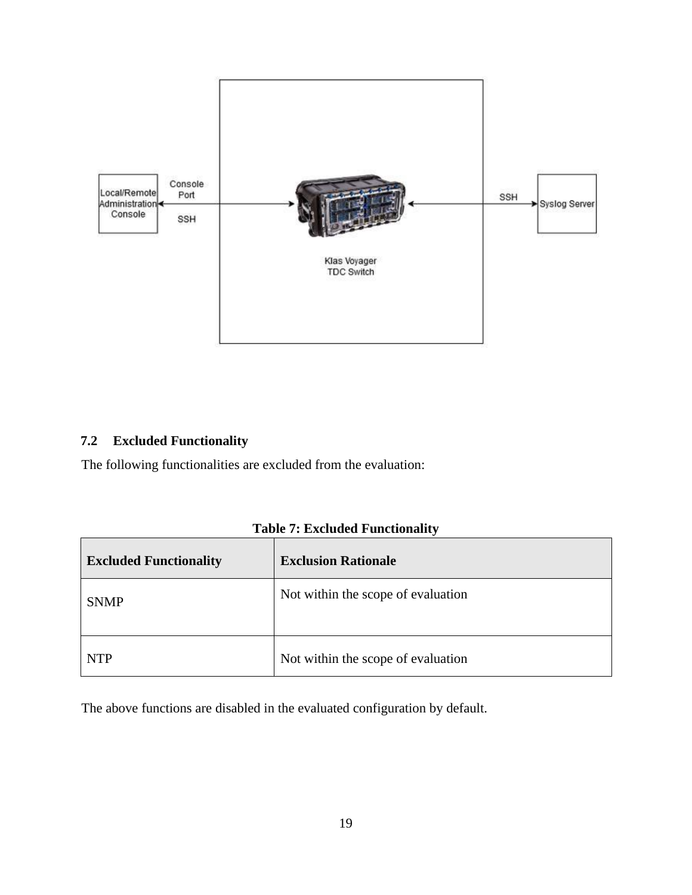## 7.2 Excluded Functionality

The following functionalities are excluded from the evaluation:

**Table 7: Excluded Functionality**

| Excluded Functionality | Exclusion Rationale |
|---|---|
| SNMP | Not within the scope of evaluation |
| NTP | Not within the scope of evaluation |

The above functions are disabled in the evaluated configuration by default.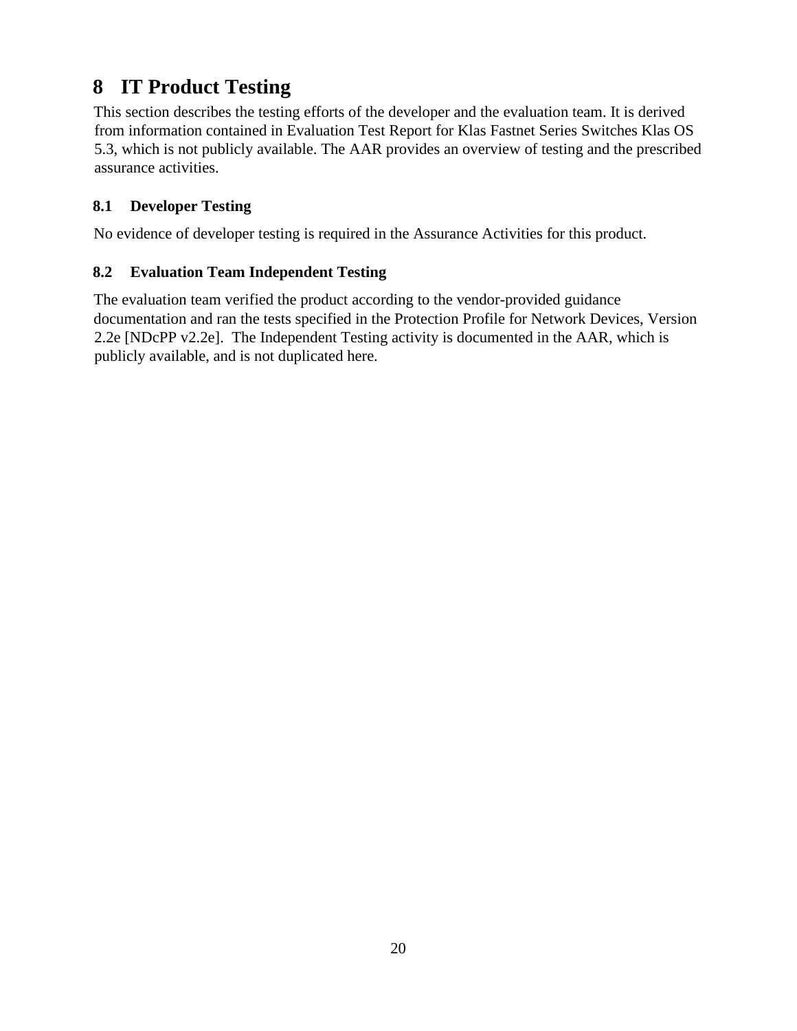# 8 IT Product Testing

This section describes the testing efforts of the developer and the evaluation team. It is derived from information contained in Evaluation Test Report for Klas Fastnet Series Switches Klas OS 5.3, which is not publicly available. The AAR provides an overview of testing and the prescribed assurance activities.

## 8.1 Developer Testing

No evidence of developer testing is required in the Assurance Activities for this product.

## 8.2 Evaluation Team Independent Testing

The evaluation team verified the product according to the vendor-provided guidance documentation and ran the tests specified in the Protection Profile for Network Devices, Version 2.2e [NDcPP v2.2e]. The Independent Testing activity is documented in the AAR, which is publicly available, and is not duplicated here.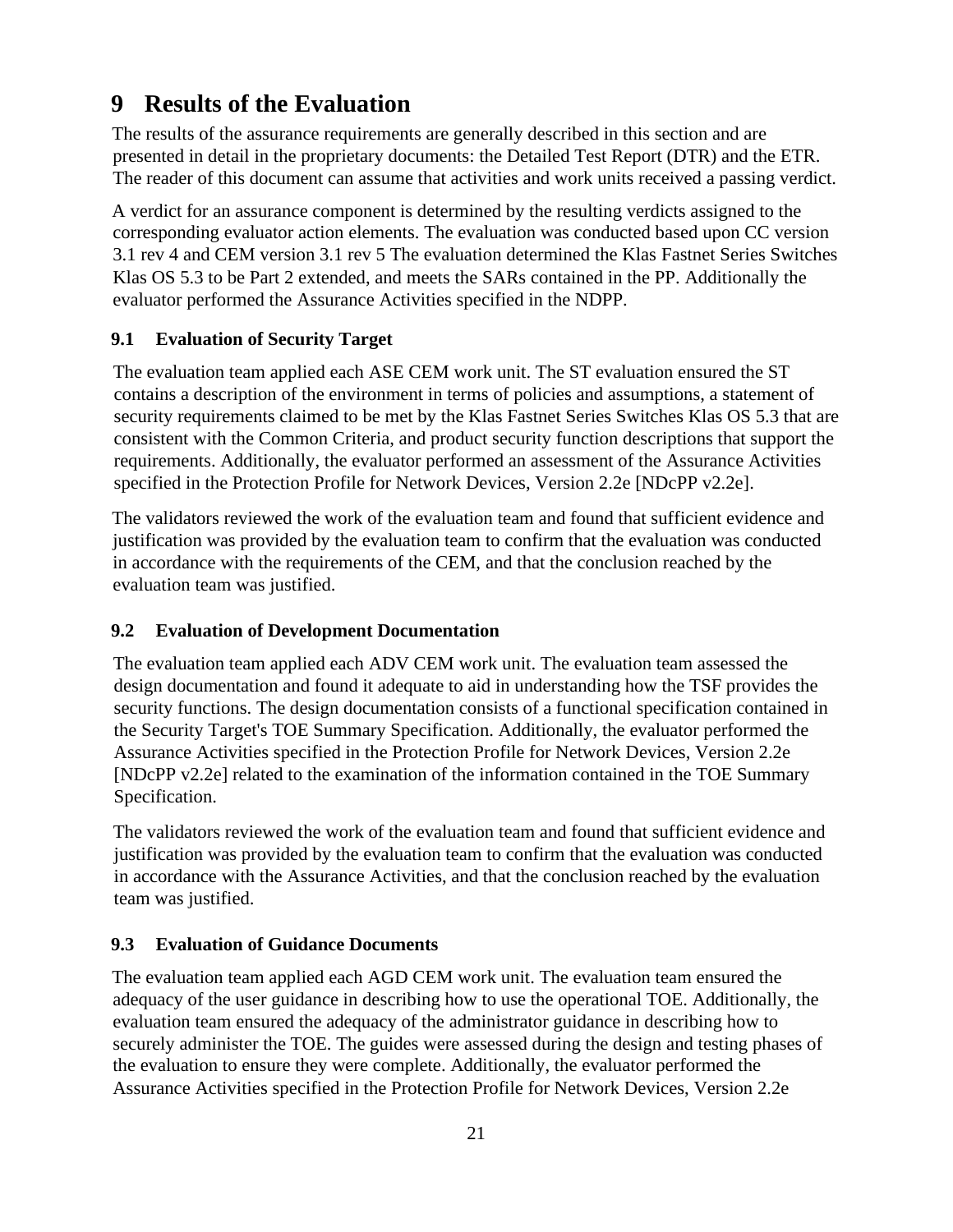# 9 Results of the Evaluation

The results of the assurance requirements are generally described in this section and are presented in detail in the proprietary documents: the Detailed Test Report (DTR) and the ETR. The reader of this document can assume that activities and work units received a passing verdict.

A verdict for an assurance component is determined by the resulting verdicts assigned to the corresponding evaluator action elements. The evaluation was conducted based upon CC version 3.1 rev 4 and CEM version 3.1 rev 5 The evaluation determined the Klas Fastnet Series Switches Klas OS 5.3 to be Part 2 extended, and meets the SARs contained in the PP. Additionally the evaluator performed the Assurance Activities specified in the NDPP.

## 9.1 Evaluation of Security Target

The evaluation team applied each ASE CEM work unit. The ST evaluation ensured the ST contains a description of the environment in terms of policies and assumptions, a statement of security requirements claimed to be met by the Klas Fastnet Series Switches Klas OS 5.3 that are consistent with the Common Criteria, and product security function descriptions that support the requirements. Additionally, the evaluator performed an assessment of the Assurance Activities specified in the Protection Profile for Network Devices, Version 2.2e [NDcPP v2.2e].

The validators reviewed the work of the evaluation team and found that sufficient evidence and justification was provided by the evaluation team to confirm that the evaluation was conducted in accordance with the requirements of the CEM, and that the conclusion reached by the evaluation team was justified.

## 9.2 Evaluation of Development Documentation

The evaluation team applied each ADV CEM work unit. The evaluation team assessed the design documentation and found it adequate to aid in understanding how the TSF provides the security functions. The design documentation consists of a functional specification contained in the Security Target's TOE Summary Specification. Additionally, the evaluator performed the Assurance Activities specified in the Protection Profile for Network Devices, Version 2.2e [NDcPP v2.2e] related to the examination of the information contained in the TOE Summary Specification.

The validators reviewed the work of the evaluation team and found that sufficient evidence and justification was provided by the evaluation team to confirm that the evaluation was conducted in accordance with the Assurance Activities, and that the conclusion reached by the evaluation team was justified.

## 9.3 Evaluation of Guidance Documents

The evaluation team applied each AGD CEM work unit. The evaluation team ensured the adequacy of the user guidance in describing how to use the operational TOE. Additionally, the evaluation team ensured the adequacy of the administrator guidance in describing how to securely administer the TOE. The guides were assessed during the design and testing phases of the evaluation to ensure they were complete. Additionally, the evaluator performed the Assurance Activities specified in the Protection Profile for Network Devices, Version 2.2e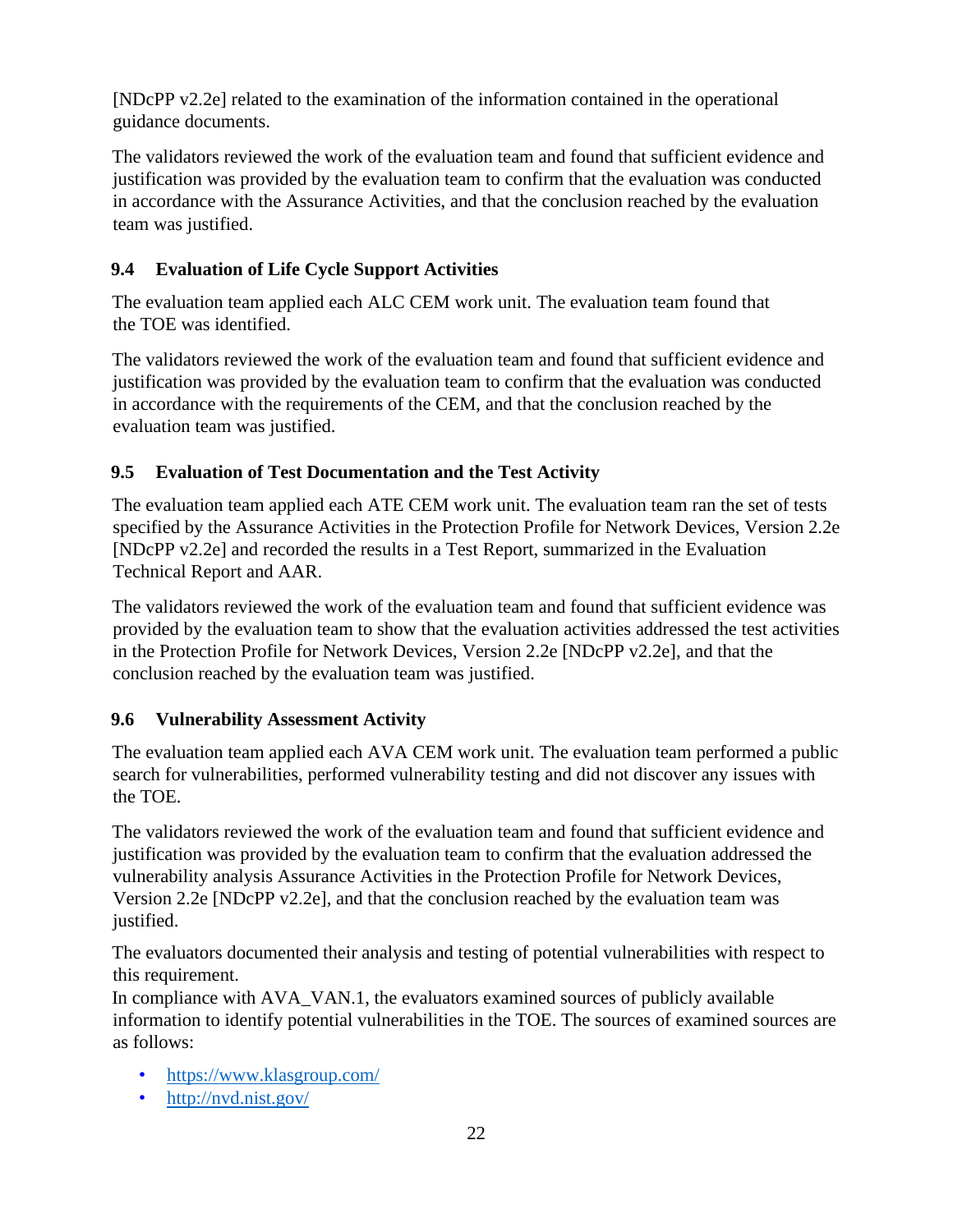[NDcPP v2.2e] related to the examination of the information contained in the operational guidance documents.

The validators reviewed the work of the evaluation team and found that sufficient evidence and justification was provided by the evaluation team to confirm that the evaluation was conducted in accordance with the Assurance Activities, and that the conclusion reached by the evaluation team was justified.

## 9.4 Evaluation of Life Cycle Support Activities

The evaluation team applied each ALC CEM work unit. The evaluation team found that the TOE was identified.

The validators reviewed the work of the evaluation team and found that sufficient evidence and justification was provided by the evaluation team to confirm that the evaluation was conducted in accordance with the requirements of the CEM, and that the conclusion reached by the evaluation team was justified.

## 9.5 Evaluation of Test Documentation and the Test Activity

The evaluation team applied each ATE CEM work unit. The evaluation team ran the set of tests specified by the Assurance Activities in the Protection Profile for Network Devices, Version 2.2e [NDcPP v2.2e] and recorded the results in a Test Report, summarized in the Evaluation Technical Report and AAR.

The validators reviewed the work of the evaluation team and found that sufficient evidence was provided by the evaluation team to show that the evaluation activities addressed the test activities in the Protection Profile for Network Devices, Version 2.2e [NDcPP v2.2e], and that the conclusion reached by the evaluation team was justified.

## 9.6 Vulnerability Assessment Activity

The evaluation team applied each AVA CEM work unit. The evaluation team performed a public search for vulnerabilities, performed vulnerability testing and did not discover any issues with the TOE.

The validators reviewed the work of the evaluation team and found that sufficient evidence and justification was provided by the evaluation team to confirm that the evaluation addressed the vulnerability analysis Assurance Activities in the Protection Profile for Network Devices, Version 2.2e [NDcPP v2.2e], and that the conclusion reached by the evaluation team was justified.

The evaluators documented their analysis and testing of potential vulnerabilities with respect to this requirement.
In compliance with AVA_VAN.1, the evaluators examined sources of publicly available information to identify potential vulnerabilities in the TOE. The sources of examined sources are as follows:

- https://www.klasgroup.com/
- http://nvd.nist.gov/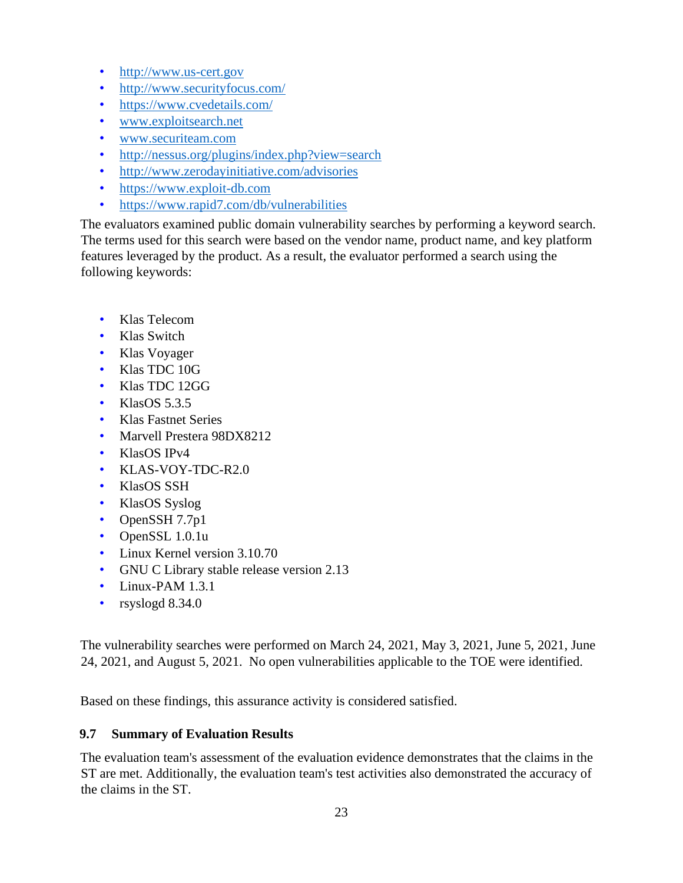- http://www.us-cert.gov
- http://www.securityfocus.com/
- https://www.cvedetails.com/
- www.exploitsearch.net
- www.securiteam.com
- http://nessus.org/plugins/index.php?view=search
- http://www.zerodayinitiative.com/advisories
- https://www.exploit-db.com
- https://www.rapid7.com/db/vulnerabilities

The evaluators examined public domain vulnerability searches by performing a keyword search. The terms used for this search were based on the vendor name, product name, and key platform features leveraged by the product. As a result, the evaluator performed a search using the following keywords:

- Klas Telecom
- Klas Switch
- Klas Voyager
- Klas TDC 10G
- Klas TDC 12GG
- KlasOS 5.3.5
- Klas Fastnet Series
- Marvell Prestera 98DX8212
- KlasOS IPv4
- KLAS-VOY-TDC-R2.0
- KlasOS SSH
- KlasOS Syslog
- OpenSSH 7.7p1
- OpenSSL 1.0.1u
- Linux Kernel version 3.10.70
- GNU C Library stable release version 2.13
- Linux-PAM 1.3.1
- rsyslogd 8.34.0

The vulnerability searches were performed on March 24, 2021, May 3, 2021, June 5, 2021, June 24, 2021, and August 5, 2021. No open vulnerabilities applicable to the TOE were identified.

Based on these findings, this assurance activity is considered satisfied.

## 9.7 Summary of Evaluation Results

The evaluation team's assessment of the evaluation evidence demonstrates that the claims in the ST are met. Additionally, the evaluation team's test activities also demonstrated the accuracy of the claims in the ST.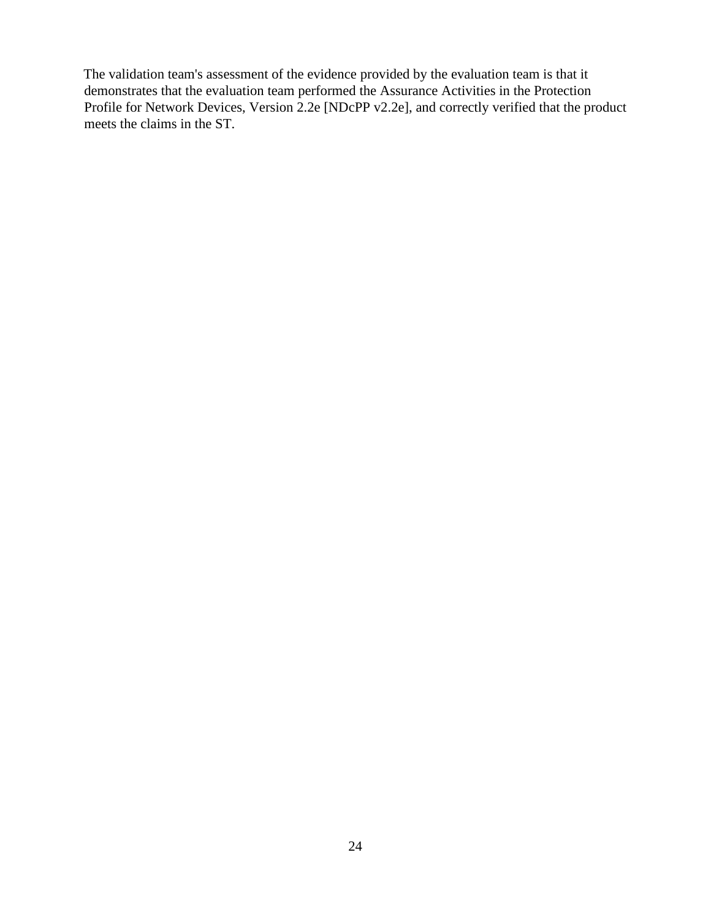The validation team's assessment of the evidence provided by the evaluation team is that it demonstrates that the evaluation team performed the Assurance Activities in the Protection Profile for Network Devices, Version 2.2e [NDcPP v2.2e], and correctly verified that the product meets the claims in the ST.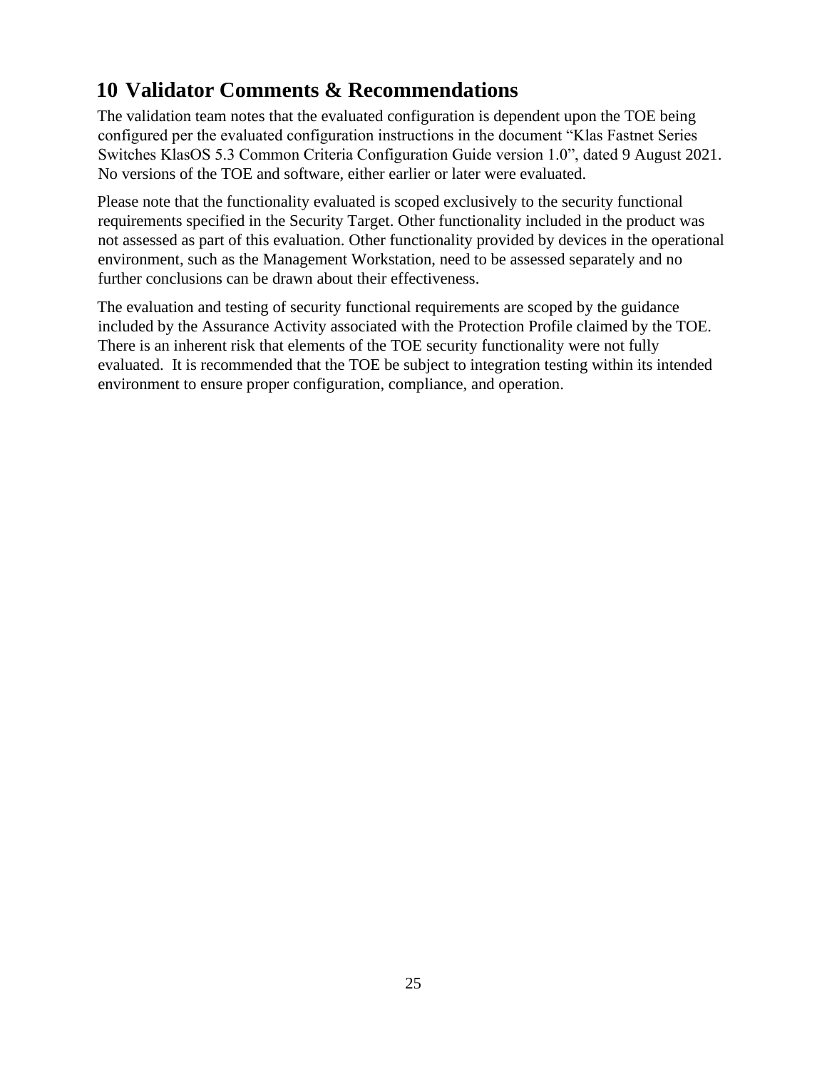# 10 Validator Comments & Recommendations

The validation team notes that the evaluated configuration is dependent upon the TOE being configured per the evaluated configuration instructions in the document "Klas Fastnet Series Switches KlasOS 5.3 Common Criteria Configuration Guide version 1.0", dated 9 August 2021. No versions of the TOE and software, either earlier or later were evaluated.

Please note that the functionality evaluated is scoped exclusively to the security functional requirements specified in the Security Target. Other functionality included in the product was not assessed as part of this evaluation. Other functionality provided by devices in the operational environment, such as the Management Workstation, need to be assessed separately and no further conclusions can be drawn about their effectiveness.

The evaluation and testing of security functional requirements are scoped by the guidance included by the Assurance Activity associated with the Protection Profile claimed by the TOE. There is an inherent risk that elements of the TOE security functionality were not fully evaluated. It is recommended that the TOE be subject to integration testing within its intended environment to ensure proper configuration, compliance, and operation.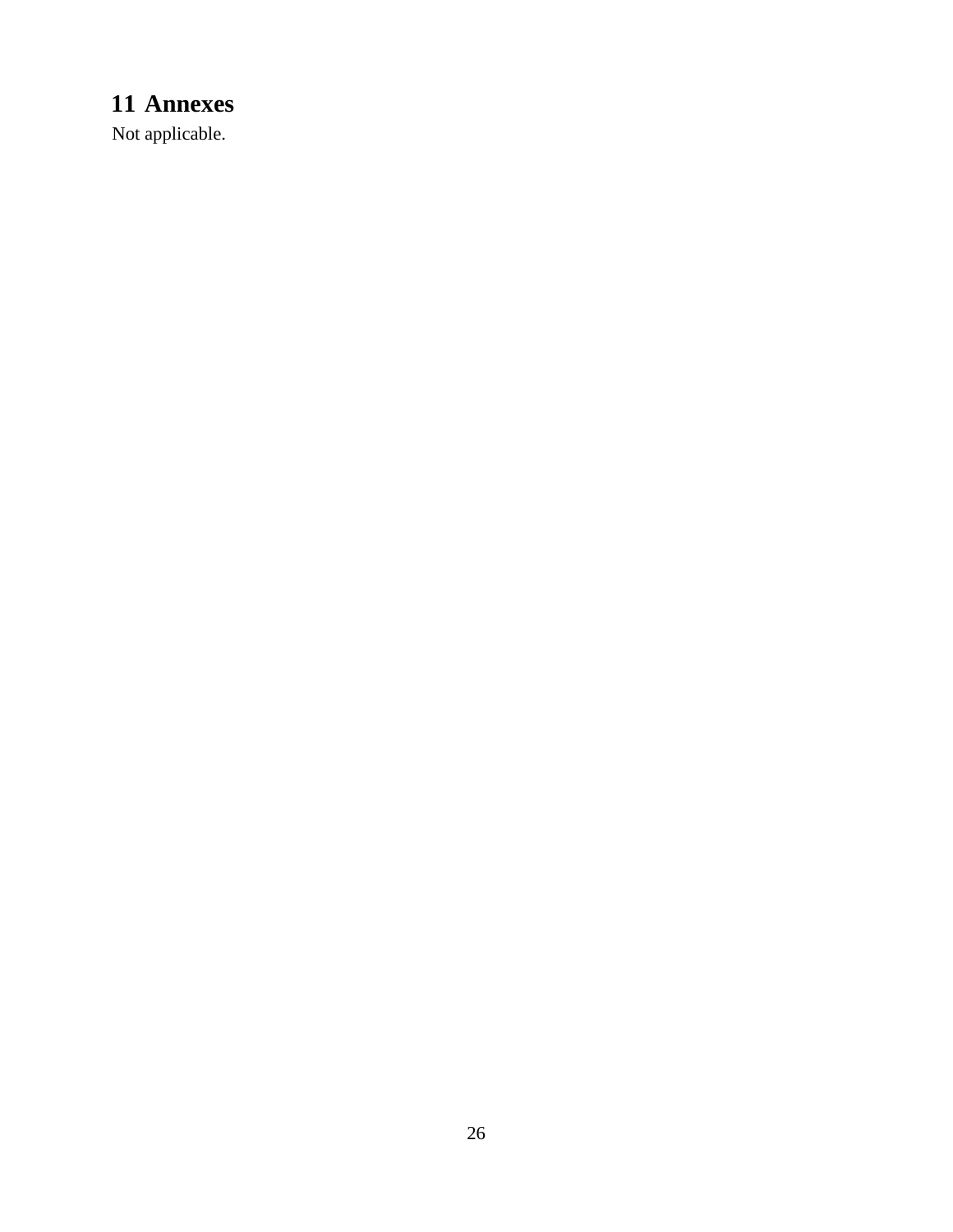# 11 Annexes

Not applicable.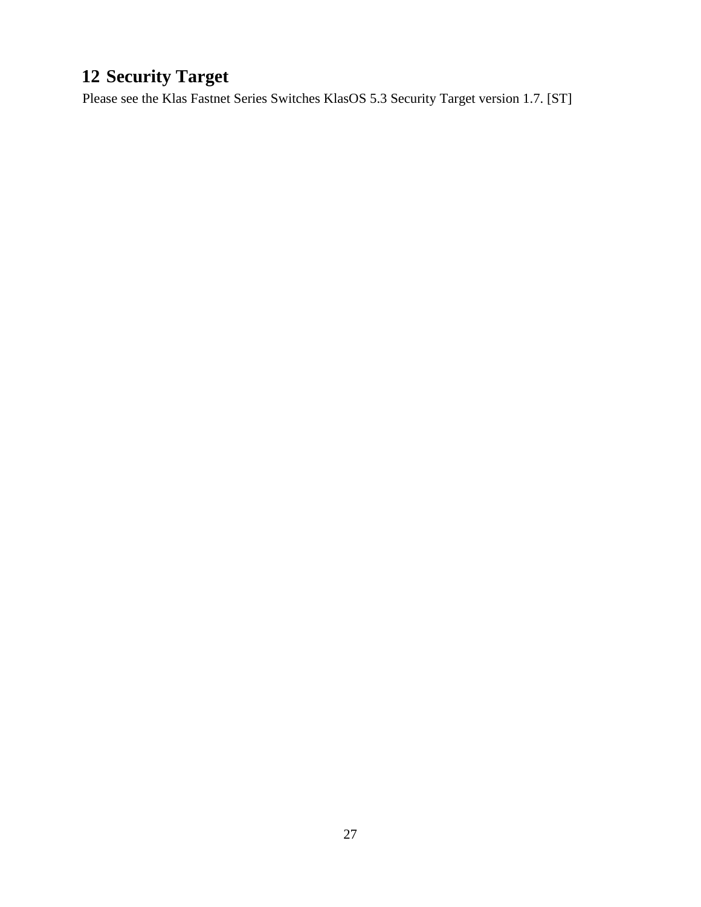# 12 Security Target

Please see the Klas Fastnet Series Switches KlasOS 5.3 Security Target version 1.7. [ST]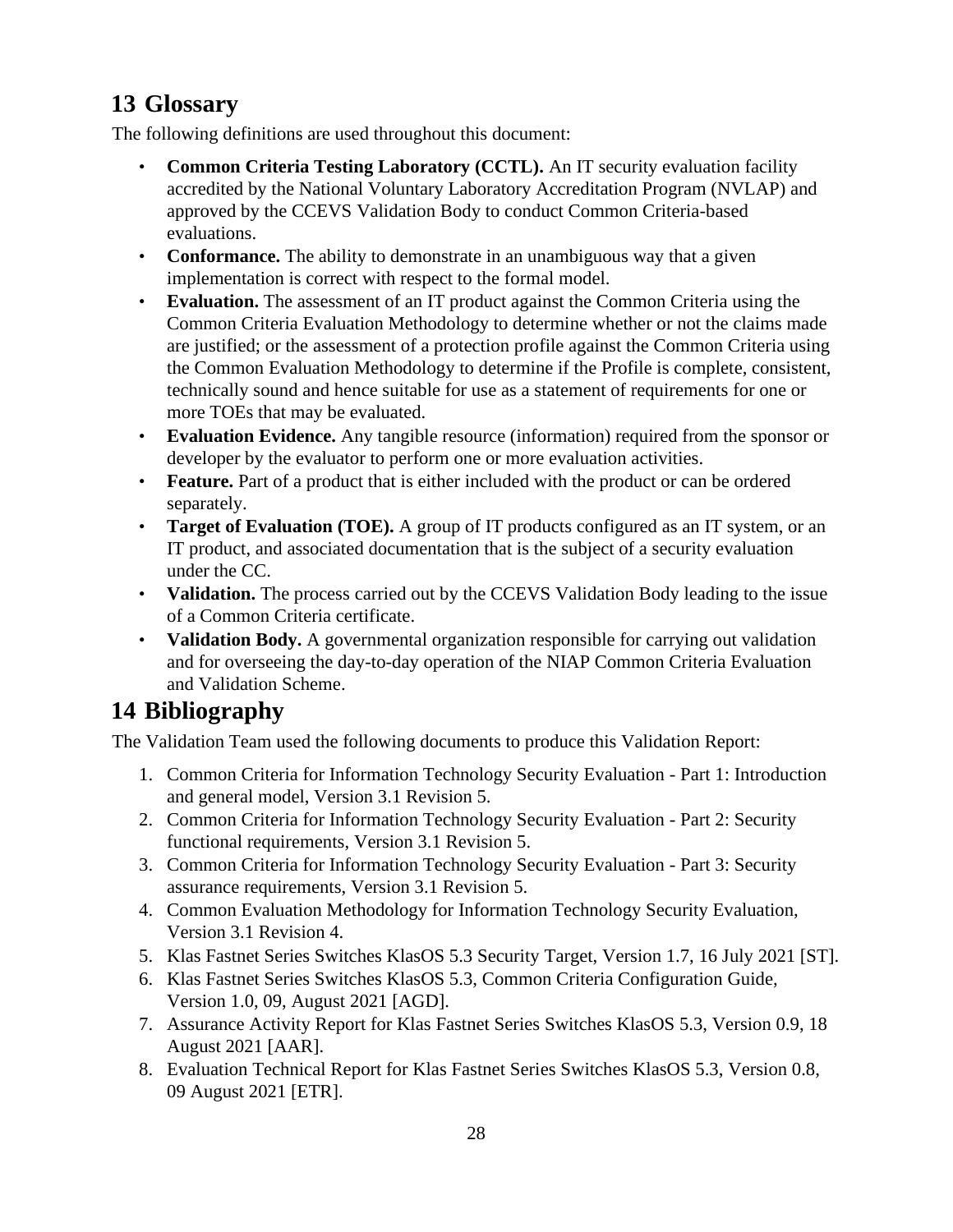# 13 Glossary

The following definitions are used throughout this document:

- **Common Criteria Testing Laboratory (CCTL).** An IT security evaluation facility accredited by the National Voluntary Laboratory Accreditation Program (NVLAP) and approved by the CCEVS Validation Body to conduct Common Criteria-based evaluations.
- **Conformance.** The ability to demonstrate in an unambiguous way that a given implementation is correct with respect to the formal model.
- **Evaluation.** The assessment of an IT product against the Common Criteria using the Common Criteria Evaluation Methodology to determine whether or not the claims made are justified; or the assessment of a protection profile against the Common Criteria using the Common Evaluation Methodology to determine if the Profile is complete, consistent, technically sound and hence suitable for use as a statement of requirements for one or more TOEs that may be evaluated.
- **Evaluation Evidence.** Any tangible resource (information) required from the sponsor or developer by the evaluator to perform one or more evaluation activities.
- **Feature.** Part of a product that is either included with the product or can be ordered separately.
- **Target of Evaluation (TOE).** A group of IT products configured as an IT system, or an IT product, and associated documentation that is the subject of a security evaluation under the CC.
- **Validation.** The process carried out by the CCEVS Validation Body leading to the issue of a Common Criteria certificate.
- **Validation Body.** A governmental organization responsible for carrying out validation and for overseeing the day-to-day operation of the NIAP Common Criteria Evaluation and Validation Scheme.

# 14 Bibliography

The Validation Team used the following documents to produce this Validation Report:

1. Common Criteria for Information Technology Security Evaluation - Part 1: Introduction and general model, Version 3.1 Revision 5.
2. Common Criteria for Information Technology Security Evaluation - Part 2: Security functional requirements, Version 3.1 Revision 5.
3. Common Criteria for Information Technology Security Evaluation - Part 3: Security assurance requirements, Version 3.1 Revision 5.
4. Common Evaluation Methodology for Information Technology Security Evaluation, Version 3.1 Revision 4.
5. Klas Fastnet Series Switches KlasOS 5.3 Security Target, Version 1.7, 16 July 2021 [ST].
6. Klas Fastnet Series Switches KlasOS 5.3, Common Criteria Configuration Guide, Version 1.0, 09, August 2021 [AGD].
7. Assurance Activity Report for Klas Fastnet Series Switches KlasOS 5.3, Version 0.9, 18 August 2021 [AAR].
8. Evaluation Technical Report for Klas Fastnet Series Switches KlasOS 5.3, Version 0.8, 09 August 2021 [ETR].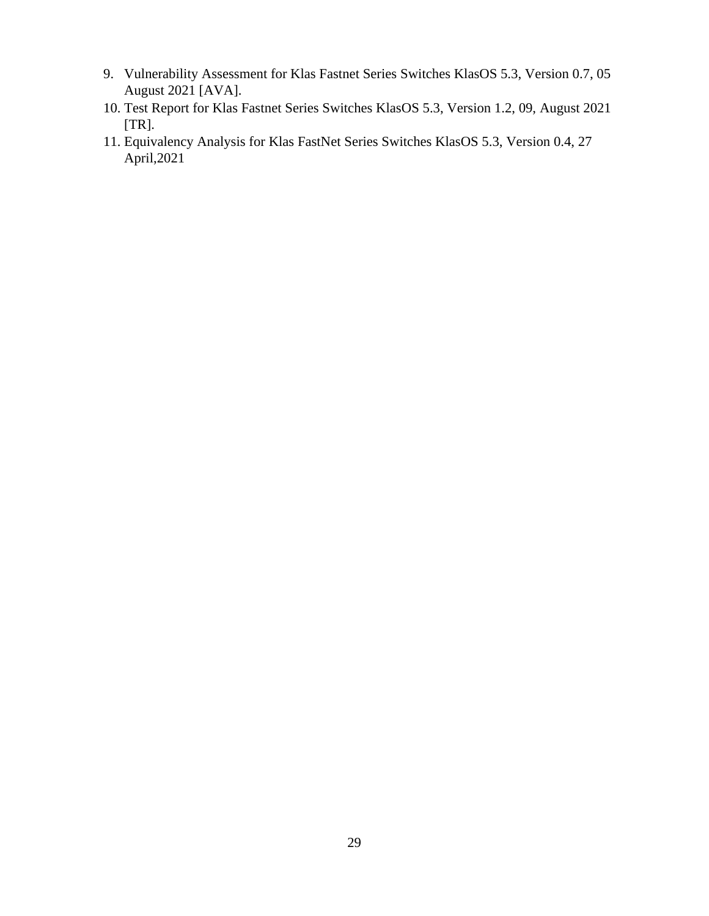9. Vulnerability Assessment for Klas Fastnet Series Switches KlasOS 5.3, Version 0.7, 05 August 2021 [AVA].
10. Test Report for Klas Fastnet Series Switches KlasOS 5.3, Version 1.2, 09, August 2021 [TR].
11. Equivalency Analysis for Klas FastNet Series Switches KlasOS 5.3, Version 0.4, 27 April,2021